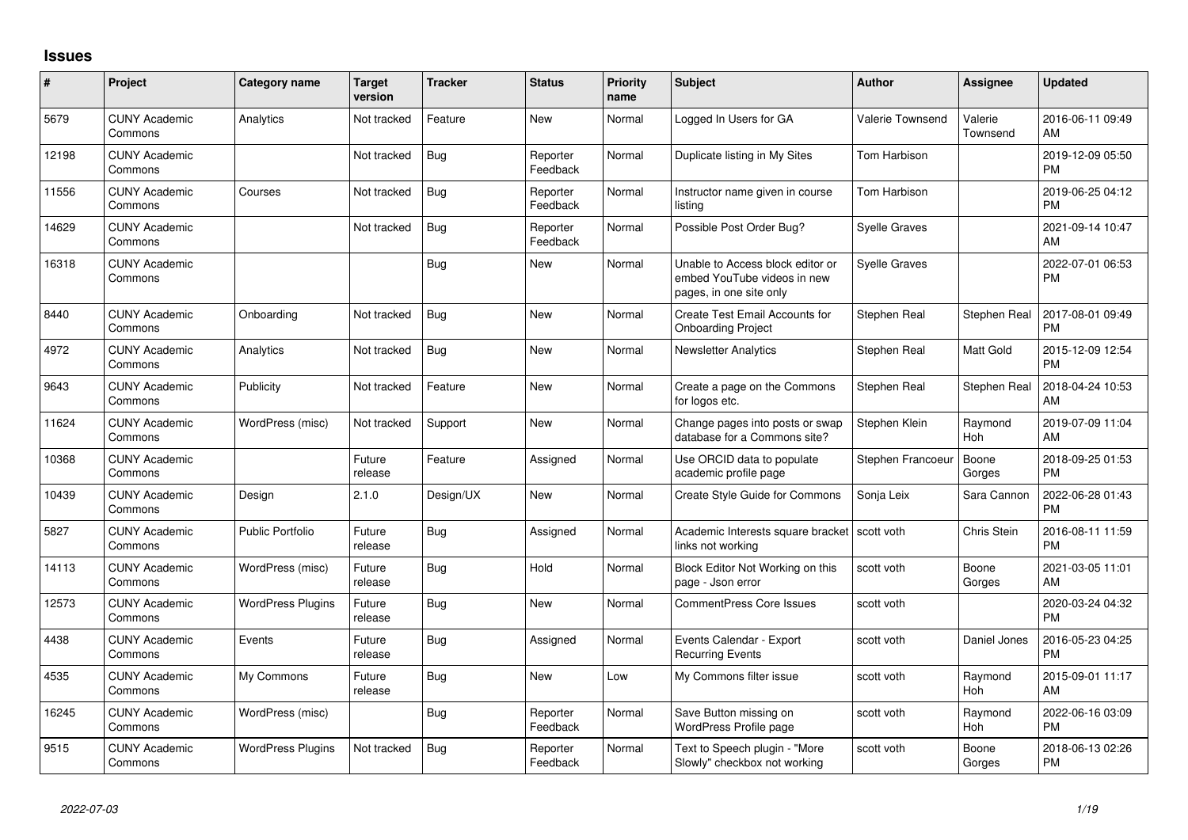## Issues

| # | Project | Category name | Target version | Tracker | Status | Priority name | Subject | Author | Assignee | Updated |
|---|---|---|---|---|---|---|---|---|---|---|
| 5679 | CUNY Academic Commons | Analytics | Not tracked | Feature | New | Normal | Logged In Users for GA | Valerie Townsend | Valerie Townsend | 2016-06-11 09:49 AM |
| 12198 | CUNY Academic Commons | | Not tracked | Bug | Reporter Feedback | Normal | Duplicate listing in My Sites | Tom Harbison | | 2019-12-09 05:50 PM |
| 11556 | CUNY Academic Commons | Courses | Not tracked | Bug | Reporter Feedback | Normal | Instructor name given in course listing | Tom Harbison | | 2019-06-25 04:12 PM |
| 14629 | CUNY Academic Commons | | Not tracked | Bug | Reporter Feedback | Normal | Possible Post Order Bug? | Syelle Graves | | 2021-09-14 10:47 AM |
| 16318 | CUNY Academic Commons | | | Bug | New | Normal | Unable to Access block editor or embed YouTube videos in new pages, in one site only | Syelle Graves | | 2022-07-01 06:53 PM |
| 8440 | CUNY Academic Commons | Onboarding | Not tracked | Bug | New | Normal | Create Test Email Accounts for Onboarding Project | Stephen Real | Stephen Real | 2017-08-01 09:49 PM |
| 4972 | CUNY Academic Commons | Analytics | Not tracked | Bug | New | Normal | Newsletter Analytics | Stephen Real | Matt Gold | 2015-12-09 12:54 PM |
| 9643 | CUNY Academic Commons | Publicity | Not tracked | Feature | New | Normal | Create a page on the Commons for logos etc. | Stephen Real | Stephen Real | 2018-04-24 10:53 AM |
| 11624 | CUNY Academic Commons | WordPress (misc) | Not tracked | Support | New | Normal | Change pages into posts or swap database for a Commons site? | Stephen Klein | Raymond Hoh | 2019-07-09 11:04 AM |
| 10368 | CUNY Academic Commons | | Future release | Feature | Assigned | Normal | Use ORCID data to populate academic profile page | Stephen Francoeur | Boone Gorges | 2018-09-25 01:53 PM |
| 10439 | CUNY Academic Commons | Design | 2.1.0 | Design/UX | New | Normal | Create Style Guide for Commons | Sonja Leix | Sara Cannon | 2022-06-28 01:43 PM |
| 5827 | CUNY Academic Commons | Public Portfolio | Future release | Bug | Assigned | Normal | Academic Interests square bracket links not working | scott voth | Chris Stein | 2016-08-11 11:59 PM |
| 14113 | CUNY Academic Commons | WordPress (misc) | Future release | Bug | Hold | Normal | Block Editor Not Working on this page - Json error | scott voth | Boone Gorges | 2021-03-05 11:01 AM |
| 12573 | CUNY Academic Commons | WordPress Plugins | Future release | Bug | New | Normal | CommentPress Core Issues | scott voth | | 2020-03-24 04:32 PM |
| 4438 | CUNY Academic Commons | Events | Future release | Bug | Assigned | Normal | Events Calendar - Export Recurring Events | scott voth | Daniel Jones | 2016-05-23 04:25 PM |
| 4535 | CUNY Academic Commons | My Commons | Future release | Bug | New | Low | My Commons filter issue | scott voth | Raymond Hoh | 2015-09-01 11:17 AM |
| 16245 | CUNY Academic Commons | WordPress (misc) | | Bug | Reporter Feedback | Normal | Save Button missing on WordPress Profile page | scott voth | Raymond Hoh | 2022-06-16 03:09 PM |
| 9515 | CUNY Academic Commons | WordPress Plugins | Not tracked | Bug | Reporter Feedback | Normal | Text to Speech plugin - "More Slowly" checkbox not working | scott voth | Boone Gorges | 2018-06-13 02:26 PM |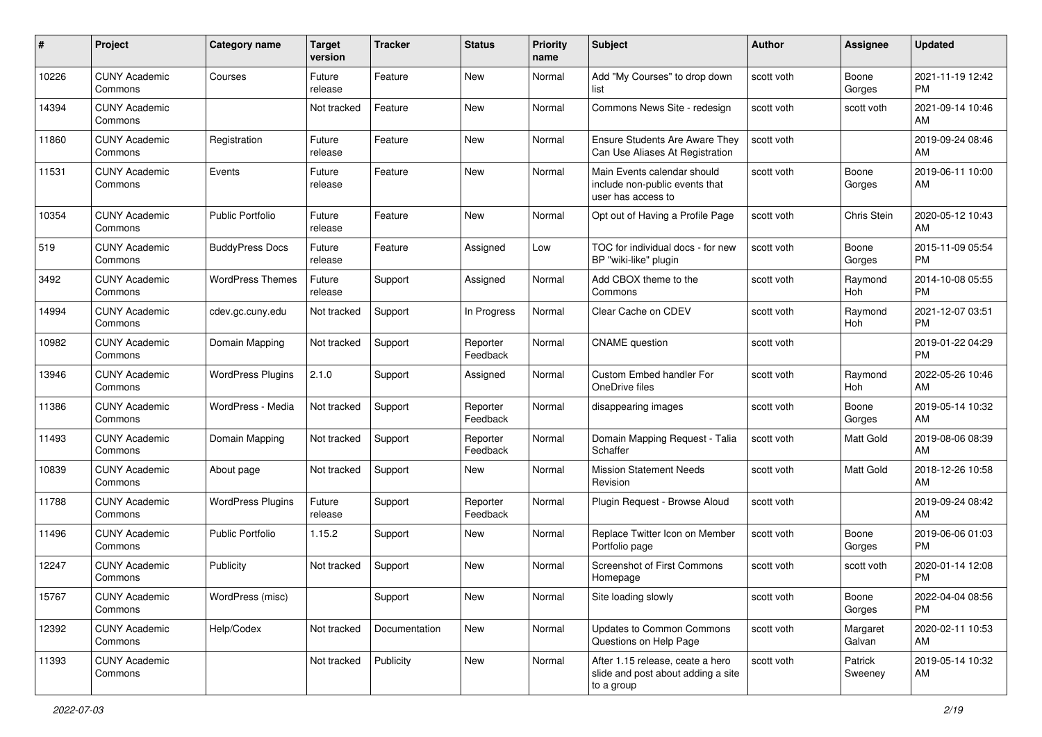| # | Project | Category name | Target version | Tracker | Status | Priority name | Subject | Author | Assignee | Updated |
|---|---|---|---|---|---|---|---|---|---|---|
| 10226 | CUNY Academic Commons | Courses | Future release | Feature | New | Normal | Add "My Courses" to drop down list | scott voth | Boone Gorges | 2021-11-19 12:42 PM |
| 14394 | CUNY Academic Commons | | Not tracked | Feature | New | Normal | Commons News Site - redesign | scott voth | scott voth | 2021-09-14 10:46 AM |
| 11860 | CUNY Academic Commons | Registration | Future release | Feature | New | Normal | Ensure Students Are Aware They Can Use Aliases At Registration | scott voth | | 2019-09-24 08:46 AM |
| 11531 | CUNY Academic Commons | Events | Future release | Feature | New | Normal | Main Events calendar should include non-public events that user has access to | scott voth | Boone Gorges | 2019-06-11 10:00 AM |
| 10354 | CUNY Academic Commons | Public Portfolio | Future release | Feature | New | Normal | Opt out of Having a Profile Page | scott voth | Chris Stein | 2020-05-12 10:43 AM |
| 519 | CUNY Academic Commons | BuddyPress Docs | Future release | Feature | Assigned | Low | TOC for individual docs - for new BP "wiki-like" plugin | scott voth | Boone Gorges | 2015-11-09 05:54 PM |
| 3492 | CUNY Academic Commons | WordPress Themes | Future release | Support | Assigned | Normal | Add CBOX theme to the Commons | scott voth | Raymond Hoh | 2014-10-08 05:55 PM |
| 14994 | CUNY Academic Commons | cdev.gc.cuny.edu | Not tracked | Support | In Progress | Normal | Clear Cache on CDEV | scott voth | Raymond Hoh | 2021-12-07 03:51 PM |
| 10982 | CUNY Academic Commons | Domain Mapping | Not tracked | Support | Reporter Feedback | Normal | CNAME question | scott voth | | 2019-01-22 04:29 PM |
| 13946 | CUNY Academic Commons | WordPress Plugins | 2.1.0 | Support | Assigned | Normal | Custom Embed handler For OneDrive files | scott voth | Raymond Hoh | 2022-05-26 10:46 AM |
| 11386 | CUNY Academic Commons | WordPress - Media | Not tracked | Support | Reporter Feedback | Normal | disappearing images | scott voth | Boone Gorges | 2019-05-14 10:32 AM |
| 11493 | CUNY Academic Commons | Domain Mapping | Not tracked | Support | Reporter Feedback | Normal | Domain Mapping Request - Talia Schaffer | scott voth | Matt Gold | 2019-08-06 08:39 AM |
| 10839 | CUNY Academic Commons | About page | Not tracked | Support | New | Normal | Mission Statement Needs Revision | scott voth | Matt Gold | 2018-12-26 10:58 AM |
| 11788 | CUNY Academic Commons | WordPress Plugins | Future release | Support | Reporter Feedback | Normal | Plugin Request - Browse Aloud | scott voth | | 2019-09-24 08:42 AM |
| 11496 | CUNY Academic Commons | Public Portfolio | 1.15.2 | Support | New | Normal | Replace Twitter Icon on Member Portfolio page | scott voth | Boone Gorges | 2019-06-06 01:03 PM |
| 12247 | CUNY Academic Commons | Publicity | Not tracked | Support | New | Normal | Screenshot of First Commons Homepage | scott voth | scott voth | 2020-01-14 12:08 PM |
| 15767 | CUNY Academic Commons | WordPress (misc) | | Support | New | Normal | Site loading slowly | scott voth | Boone Gorges | 2022-04-04 08:56 PM |
| 12392 | CUNY Academic Commons | Help/Codex | Not tracked | Documentation | New | Normal | Updates to Common Commons Questions on Help Page | scott voth | Margaret Galvan | 2020-02-11 10:53 AM |
| 11393 | CUNY Academic Commons | | Not tracked | Publicity | New | Normal | After 1.15 release, ceate a hero slide and post about adding a site to a group | scott voth | Patrick Sweeney | 2019-05-14 10:32 AM |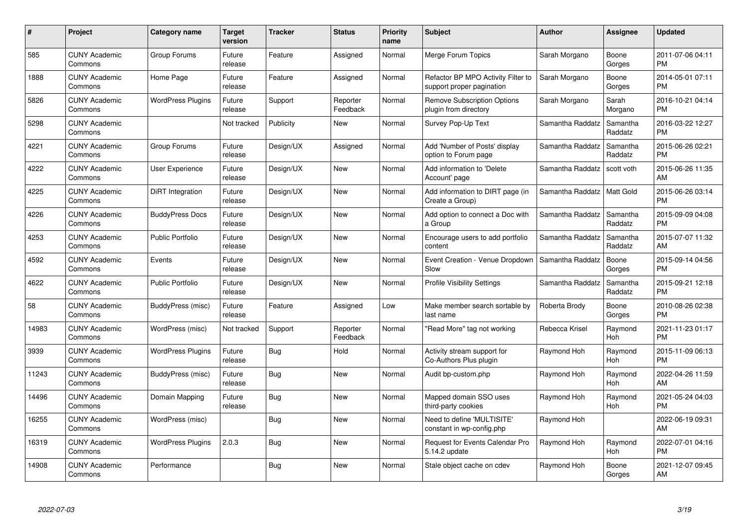| # | Project | Category name | Target version | Tracker | Status | Priority name | Subject | Author | Assignee | Updated |
|---|---|---|---|---|---|---|---|---|---|---|
| 585 | CUNY Academic Commons | Group Forums | Future release | Feature | Assigned | Normal | Merge Forum Topics | Sarah Morgano | Boone Gorges | 2011-07-06 04:11 PM |
| 1888 | CUNY Academic Commons | Home Page | Future release | Feature | Assigned | Normal | Refactor BP MPO Activity Filter to support proper pagination | Sarah Morgano | Boone Gorges | 2014-05-01 07:11 PM |
| 5826 | CUNY Academic Commons | WordPress Plugins | Future release | Support | Reporter Feedback | Normal | Remove Subscription Options plugin from directory | Sarah Morgano | Sarah Morgano | 2016-10-21 04:14 PM |
| 5298 | CUNY Academic Commons | | Not tracked | Publicity | New | Normal | Survey Pop-Up Text | Samantha Raddatz | Samantha Raddatz | 2016-03-22 12:27 PM |
| 4221 | CUNY Academic Commons | Group Forums | Future release | Design/UX | Assigned | Normal | Add 'Number of Posts' display option to Forum page | Samantha Raddatz | Samantha Raddatz | 2015-06-26 02:21 PM |
| 4222 | CUNY Academic Commons | User Experience | Future release | Design/UX | New | Normal | Add information to 'Delete Account' page | Samantha Raddatz | scott voth | 2015-06-26 11:35 AM |
| 4225 | CUNY Academic Commons | DiRT Integration | Future release | Design/UX | New | Normal | Add information to DIRT page (in Create a Group) | Samantha Raddatz | Matt Gold | 2015-06-26 03:14 PM |
| 4226 | CUNY Academic Commons | BuddyPress Docs | Future release | Design/UX | New | Normal | Add option to connect a Doc with a Group | Samantha Raddatz | Samantha Raddatz | 2015-09-09 04:08 PM |
| 4253 | CUNY Academic Commons | Public Portfolio | Future release | Design/UX | New | Normal | Encourage users to add portfolio content | Samantha Raddatz | Samantha Raddatz | 2015-07-07 11:32 AM |
| 4592 | CUNY Academic Commons | Events | Future release | Design/UX | New | Normal | Event Creation - Venue Dropdown Slow | Samantha Raddatz | Boone Gorges | 2015-09-14 04:56 PM |
| 4622 | CUNY Academic Commons | Public Portfolio | Future release | Design/UX | New | Normal | Profile Visibility Settings | Samantha Raddatz | Samantha Raddatz | 2015-09-21 12:18 PM |
| 58 | CUNY Academic Commons | BuddyPress (misc) | Future release | Feature | Assigned | Low | Make member search sortable by last name | Roberta Brody | Boone Gorges | 2010-08-26 02:38 PM |
| 14983 | CUNY Academic Commons | WordPress (misc) | Not tracked | Support | Reporter Feedback | Normal | "Read More" tag not working | Rebecca Krisel | Raymond Hoh | 2021-11-23 01:17 PM |
| 3939 | CUNY Academic Commons | WordPress Plugins | Future release | Bug | Hold | Normal | Activity stream support for Co-Authors Plus plugin | Raymond Hoh | Raymond Hoh | 2015-11-09 06:13 PM |
| 11243 | CUNY Academic Commons | BuddyPress (misc) | Future release | Bug | New | Normal | Audit bp-custom.php | Raymond Hoh | Raymond Hoh | 2022-04-26 11:59 AM |
| 14496 | CUNY Academic Commons | Domain Mapping | Future release | Bug | New | Normal | Mapped domain SSO uses third-party cookies | Raymond Hoh | Raymond Hoh | 2021-05-24 04:03 PM |
| 16255 | CUNY Academic Commons | WordPress (misc) | | Bug | New | Normal | Need to define 'MULTISITE' constant in wp-config.php | Raymond Hoh | | 2022-06-19 09:31 AM |
| 16319 | CUNY Academic Commons | WordPress Plugins | 2.0.3 | Bug | New | Normal | Request for Events Calendar Pro 5.14.2 update | Raymond Hoh | Raymond Hoh | 2022-07-01 04:16 PM |
| 14908 | CUNY Academic Commons | Performance | | Bug | New | Normal | Stale object cache on cdev | Raymond Hoh | Boone Gorges | 2021-12-07 09:45 AM |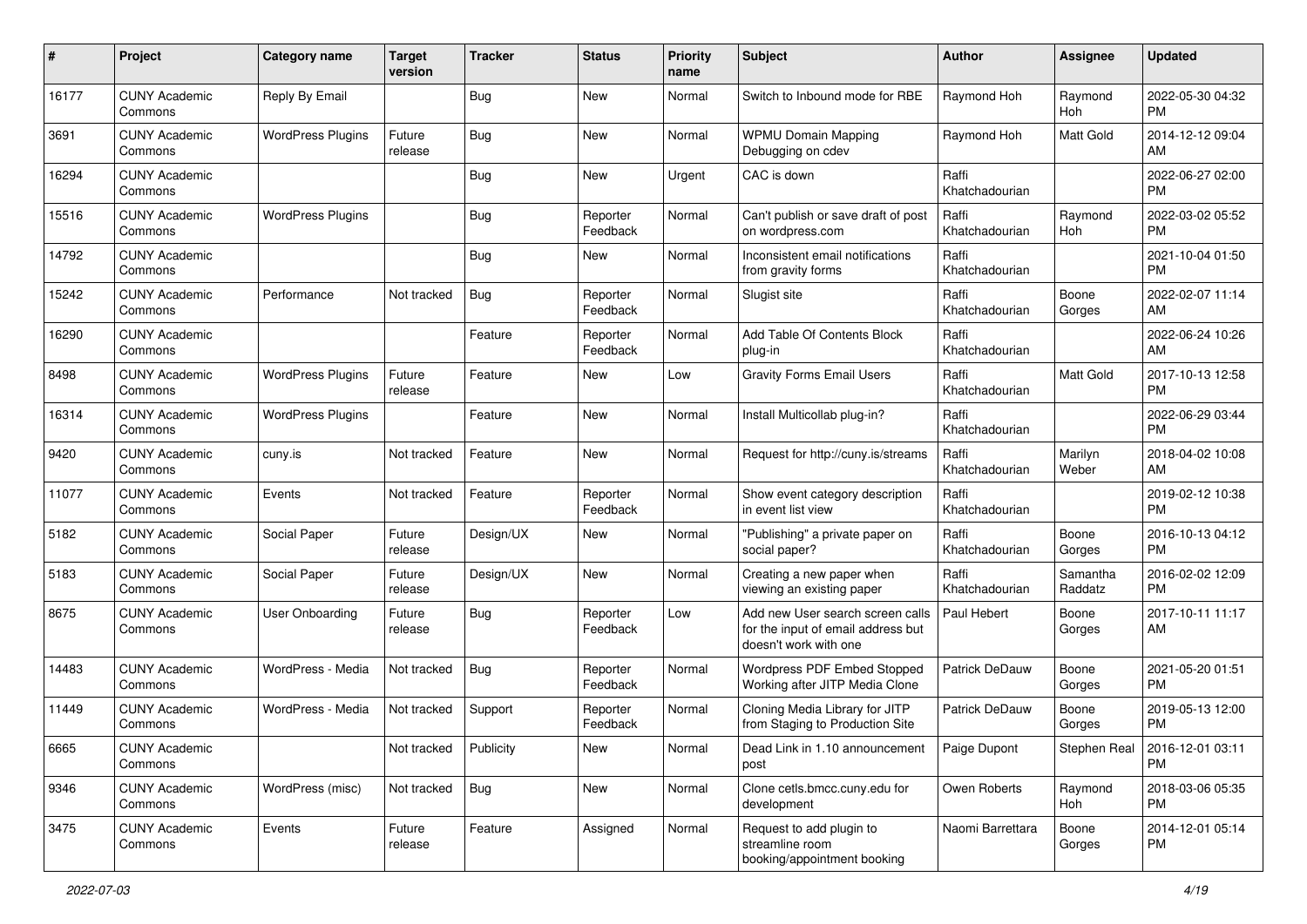| # | Project | Category name | Target version | Tracker | Status | Priority name | Subject | Author | Assignee | Updated |
|---|---|---|---|---|---|---|---|---|---|---|
| 16177 | CUNY Academic Commons | Reply By Email | | Bug | New | Normal | Switch to Inbound mode for RBE | Raymond Hoh | Raymond Hoh | 2022-05-30 04:32 PM |
| 3691 | CUNY Academic Commons | WordPress Plugins | Future release | Bug | New | Normal | WPMU Domain Mapping Debugging on cdev | Raymond Hoh | Matt Gold | 2014-12-12 09:04 AM |
| 16294 | CUNY Academic Commons | | | Bug | New | Urgent | CAC is down | Raffi Khatchadourian | | 2022-06-27 02:00 PM |
| 15516 | CUNY Academic Commons | WordPress Plugins | | Bug | Reporter Feedback | Normal | Can't publish or save draft of post on wordpress.com | Raffi Khatchadourian | Raymond Hoh | 2022-03-02 05:52 PM |
| 14792 | CUNY Academic Commons | | | Bug | New | Normal | Inconsistent email notifications from gravity forms | Raffi Khatchadourian | | 2021-10-04 01:50 PM |
| 15242 | CUNY Academic Commons | Performance | Not tracked | Bug | Reporter Feedback | Normal | Slugist site | Raffi Khatchadourian | Boone Gorges | 2022-02-07 11:14 AM |
| 16290 | CUNY Academic Commons | | | Feature | Reporter Feedback | Normal | Add Table Of Contents Block plug-in | Raffi Khatchadourian | | 2022-06-24 10:26 AM |
| 8498 | CUNY Academic Commons | WordPress Plugins | Future release | Feature | New | Low | Gravity Forms Email Users | Raffi Khatchadourian | Matt Gold | 2017-10-13 12:58 PM |
| 16314 | CUNY Academic Commons | WordPress Plugins | | Feature | New | Normal | Install Multicollab plug-in? | Raffi Khatchadourian | | 2022-06-29 03:44 PM |
| 9420 | CUNY Academic Commons | cuny.is | Not tracked | Feature | New | Normal | Request for http://cuny.is/streams | Raffi Khatchadourian | Marilyn Weber | 2018-04-02 10:08 AM |
| 11077 | CUNY Academic Commons | Events | Not tracked | Feature | Reporter Feedback | Normal | Show event category description in event list view | Raffi Khatchadourian | | 2019-02-12 10:38 PM |
| 5182 | CUNY Academic Commons | Social Paper | Future release | Design/UX | New | Normal | "Publishing" a private paper on social paper? | Raffi Khatchadourian | Boone Gorges | 2016-10-13 04:12 PM |
| 5183 | CUNY Academic Commons | Social Paper | Future release | Design/UX | New | Normal | Creating a new paper when viewing an existing paper | Raffi Khatchadourian | Samantha Raddatz | 2016-02-02 12:09 PM |
| 8675 | CUNY Academic Commons | User Onboarding | Future release | Bug | Reporter Feedback | Low | Add new User search screen calls for the input of email address but doesn't work with one | Paul Hebert | Boone Gorges | 2017-10-11 11:17 AM |
| 14483 | CUNY Academic Commons | WordPress - Media | Not tracked | Bug | Reporter Feedback | Normal | Wordpress PDF Embed Stopped Working after JITP Media Clone | Patrick DeDauw | Boone Gorges | 2021-05-20 01:51 PM |
| 11449 | CUNY Academic Commons | WordPress - Media | Not tracked | Support | Reporter Feedback | Normal | Cloning Media Library for JITP from Staging to Production Site | Patrick DeDauw | Boone Gorges | 2019-05-13 12:00 PM |
| 6665 | CUNY Academic Commons | | Not tracked | Publicity | New | Normal | Dead Link in 1.10 announcement post | Paige Dupont | Stephen Real | 2016-12-01 03:11 PM |
| 9346 | CUNY Academic Commons | WordPress (misc) | Not tracked | Bug | New | Normal | Clone cetls.bmcc.cuny.edu for development | Owen Roberts | Raymond Hoh | 2018-03-06 05:35 PM |
| 3475 | CUNY Academic Commons | Events | Future release | Feature | Assigned | Normal | Request to add plugin to streamline room booking/appointment booking | Naomi Barrettara | Boone Gorges | 2014-12-01 05:14 PM |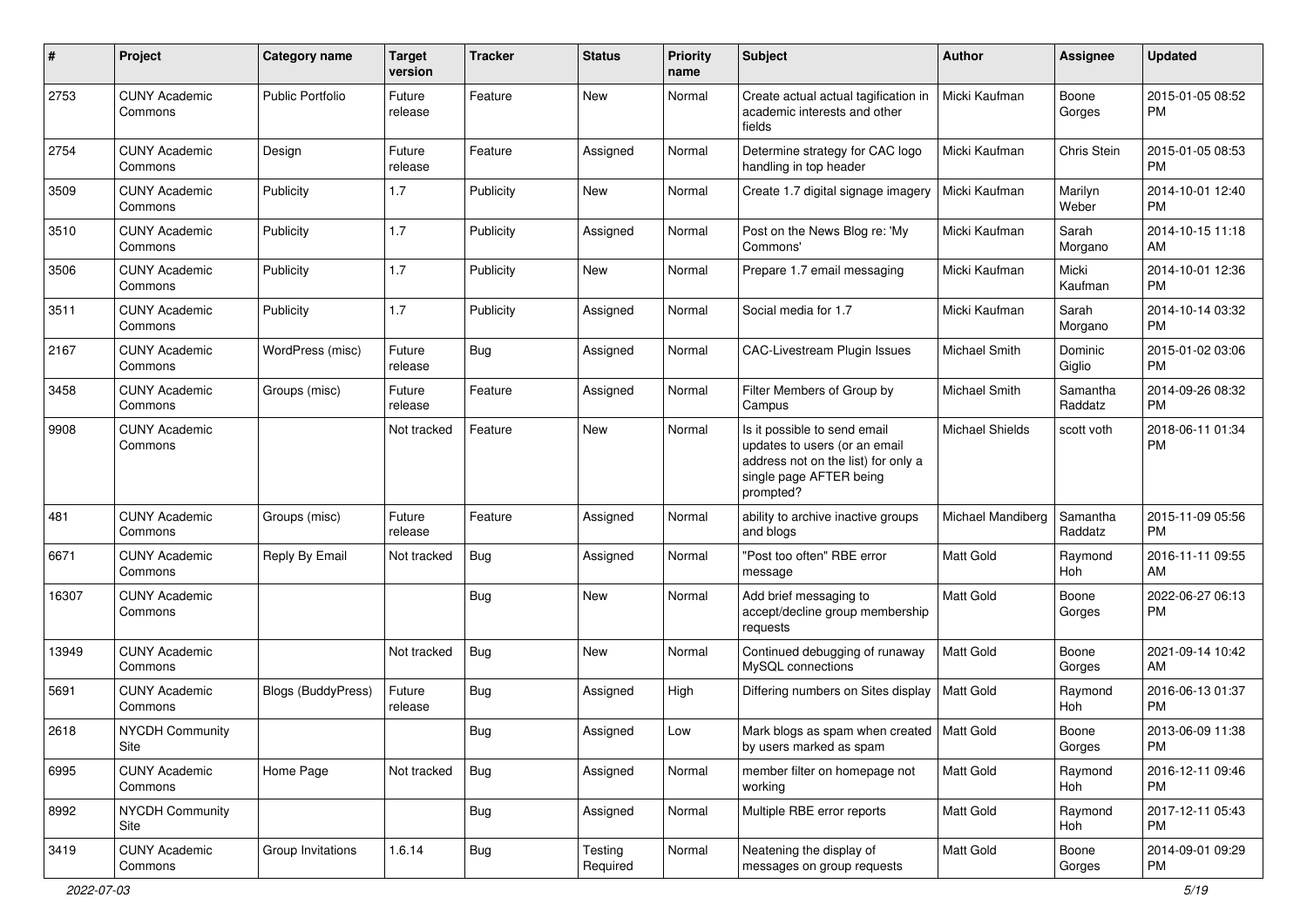| # | Project | Category name | Target version | Tracker | Status | Priority name | Subject | Author | Assignee | Updated |
|---|---|---|---|---|---|---|---|---|---|---|
| 2753 | CUNY Academic Commons | Public Portfolio | Future release | Feature | New | Normal | Create actual actual tagification in academic interests and other fields | Micki Kaufman | Boone Gorges | 2015-01-05 08:52 PM |
| 2754 | CUNY Academic Commons | Design | Future release | Feature | Assigned | Normal | Determine strategy for CAC logo handling in top header | Micki Kaufman | Chris Stein | 2015-01-05 08:53 PM |
| 3509 | CUNY Academic Commons | Publicity | 1.7 | Publicity | New | Normal | Create 1.7 digital signage imagery | Micki Kaufman | Marilyn Weber | 2014-10-01 12:40 PM |
| 3510 | CUNY Academic Commons | Publicity | 1.7 | Publicity | Assigned | Normal | Post on the News Blog re: 'My Commons' | Micki Kaufman | Sarah Morgano | 2014-10-15 11:18 AM |
| 3506 | CUNY Academic Commons | Publicity | 1.7 | Publicity | New | Normal | Prepare 1.7 email messaging | Micki Kaufman | Micki Kaufman | 2014-10-01 12:36 PM |
| 3511 | CUNY Academic Commons | Publicity | 1.7 | Publicity | Assigned | Normal | Social media for 1.7 | Micki Kaufman | Sarah Morgano | 2014-10-14 03:32 PM |
| 2167 | CUNY Academic Commons | WordPress (misc) | Future release | Bug | Assigned | Normal | CAC-Livestream Plugin Issues | Michael Smith | Dominic Giglio | 2015-01-02 03:06 PM |
| 3458 | CUNY Academic Commons | Groups (misc) | Future release | Feature | Assigned | Normal | Filter Members of Group by Campus | Michael Smith | Samantha Raddatz | 2014-09-26 08:32 PM |
| 9908 | CUNY Academic Commons | | Not tracked | Feature | New | Normal | Is it possible to send email updates to users (or an email address not on the list) for only a single page AFTER being prompted? | Michael Shields | scott voth | 2018-06-11 01:34 PM |
| 481 | CUNY Academic Commons | Groups (misc) | Future release | Feature | Assigned | Normal | ability to archive inactive groups and blogs | Michael Mandiberg | Samantha Raddatz | 2015-11-09 05:56 PM |
| 6671 | CUNY Academic Commons | Reply By Email | Not tracked | Bug | Assigned | Normal | "Post too often" RBE error message | Matt Gold | Raymond Hoh | 2016-11-11 09:55 AM |
| 16307 | CUNY Academic Commons | | | Bug | New | Normal | Add brief messaging to accept/decline group membership requests | Matt Gold | Boone Gorges | 2022-06-27 06:13 PM |
| 13949 | CUNY Academic Commons | | Not tracked | Bug | New | Normal | Continued debugging of runaway MySQL connections | Matt Gold | Boone Gorges | 2021-09-14 10:42 AM |
| 5691 | CUNY Academic Commons | Blogs (BuddyPress) | Future release | Bug | Assigned | High | Differing numbers on Sites display | Matt Gold | Raymond Hoh | 2016-06-13 01:37 PM |
| 2618 | NYCDH Community Site | | | Bug | Assigned | Low | Mark blogs as spam when created by users marked as spam | Matt Gold | Boone Gorges | 2013-06-09 11:38 PM |
| 6995 | CUNY Academic Commons | Home Page | Not tracked | Bug | Assigned | Normal | member filter on homepage not working | Matt Gold | Raymond Hoh | 2016-12-11 09:46 PM |
| 8992 | NYCDH Community Site | | | Bug | Assigned | Normal | Multiple RBE error reports | Matt Gold | Raymond Hoh | 2017-12-11 05:43 PM |
| 3419 | CUNY Academic Commons | Group Invitations | 1.6.14 | Bug | Testing Required | Normal | Neatening the display of messages on group requests | Matt Gold | Boone Gorges | 2014-09-01 09:29 PM |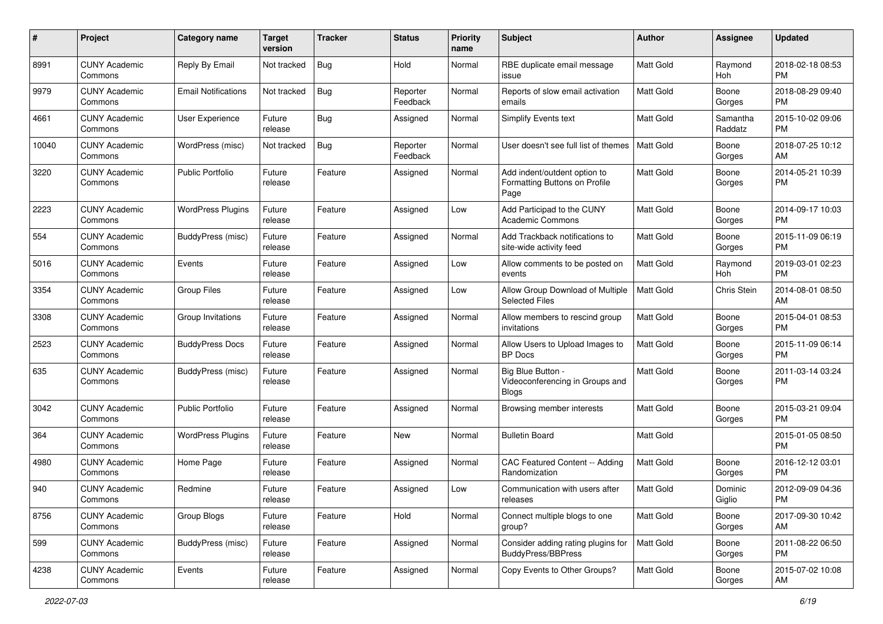| # | Project | Category name | Target version | Tracker | Status | Priority name | Subject | Author | Assignee | Updated |
|---|---|---|---|---|---|---|---|---|---|---|
| 8991 | CUNY Academic Commons | Reply By Email | Not tracked | Bug | Hold | Normal | RBE duplicate email message issue | Matt Gold | Raymond Hoh | 2018-02-18 08:53 PM |
| 9979 | CUNY Academic Commons | Email Notifications | Not tracked | Bug | Reporter Feedback | Normal | Reports of slow email activation emails | Matt Gold | Boone Gorges | 2018-08-29 09:40 PM |
| 4661 | CUNY Academic Commons | User Experience | Future release | Bug | Assigned | Normal | Simplify Events text | Matt Gold | Samantha Raddatz | 2015-10-02 09:06 PM |
| 10040 | CUNY Academic Commons | WordPress (misc) | Not tracked | Bug | Reporter Feedback | Normal | User doesn't see full list of themes | Matt Gold | Boone Gorges | 2018-07-25 10:12 AM |
| 3220 | CUNY Academic Commons | Public Portfolio | Future release | Feature | Assigned | Normal | Add indent/outdent option to Formatting Buttons on Profile Page | Matt Gold | Boone Gorges | 2014-05-21 10:39 PM |
| 2223 | CUNY Academic Commons | WordPress Plugins | Future release | Feature | Assigned | Low | Add Participad to the CUNY Academic Commons | Matt Gold | Boone Gorges | 2014-09-17 10:03 PM |
| 554 | CUNY Academic Commons | BuddyPress (misc) | Future release | Feature | Assigned | Normal | Add Trackback notifications to site-wide activity feed | Matt Gold | Boone Gorges | 2015-11-09 06:19 PM |
| 5016 | CUNY Academic Commons | Events | Future release | Feature | Assigned | Low | Allow comments to be posted on events | Matt Gold | Raymond Hoh | 2019-03-01 02:23 PM |
| 3354 | CUNY Academic Commons | Group Files | Future release | Feature | Assigned | Low | Allow Group Download of Multiple Selected Files | Matt Gold | Chris Stein | 2014-08-01 08:50 AM |
| 3308 | CUNY Academic Commons | Group Invitations | Future release | Feature | Assigned | Normal | Allow members to rescind group invitations | Matt Gold | Boone Gorges | 2015-04-01 08:53 PM |
| 2523 | CUNY Academic Commons | BuddyPress Docs | Future release | Feature | Assigned | Normal | Allow Users to Upload Images to BP Docs | Matt Gold | Boone Gorges | 2015-11-09 06:14 PM |
| 635 | CUNY Academic Commons | BuddyPress (misc) | Future release | Feature | Assigned | Normal | Big Blue Button - Videoconferencing in Groups and Blogs | Matt Gold | Boone Gorges | 2011-03-14 03:24 PM |
| 3042 | CUNY Academic Commons | Public Portfolio | Future release | Feature | Assigned | Normal | Browsing member interests | Matt Gold | Boone Gorges | 2015-03-21 09:04 PM |
| 364 | CUNY Academic Commons | WordPress Plugins | Future release | Feature | New | Normal | Bulletin Board | Matt Gold | | 2015-01-05 08:50 PM |
| 4980 | CUNY Academic Commons | Home Page | Future release | Feature | Assigned | Normal | CAC Featured Content -- Adding Randomization | Matt Gold | Boone Gorges | 2016-12-12 03:01 PM |
| 940 | CUNY Academic Commons | Redmine | Future release | Feature | Assigned | Low | Communication with users after releases | Matt Gold | Dominic Giglio | 2012-09-09 04:36 PM |
| 8756 | CUNY Academic Commons | Group Blogs | Future release | Feature | Hold | Normal | Connect multiple blogs to one group? | Matt Gold | Boone Gorges | 2017-09-30 10:42 AM |
| 599 | CUNY Academic Commons | BuddyPress (misc) | Future release | Feature | Assigned | Normal | Consider adding rating plugins for BuddyPress/BBPress | Matt Gold | Boone Gorges | 2011-08-22 06:50 PM |
| 4238 | CUNY Academic Commons | Events | Future release | Feature | Assigned | Normal | Copy Events to Other Groups? | Matt Gold | Boone Gorges | 2015-07-02 10:08 AM |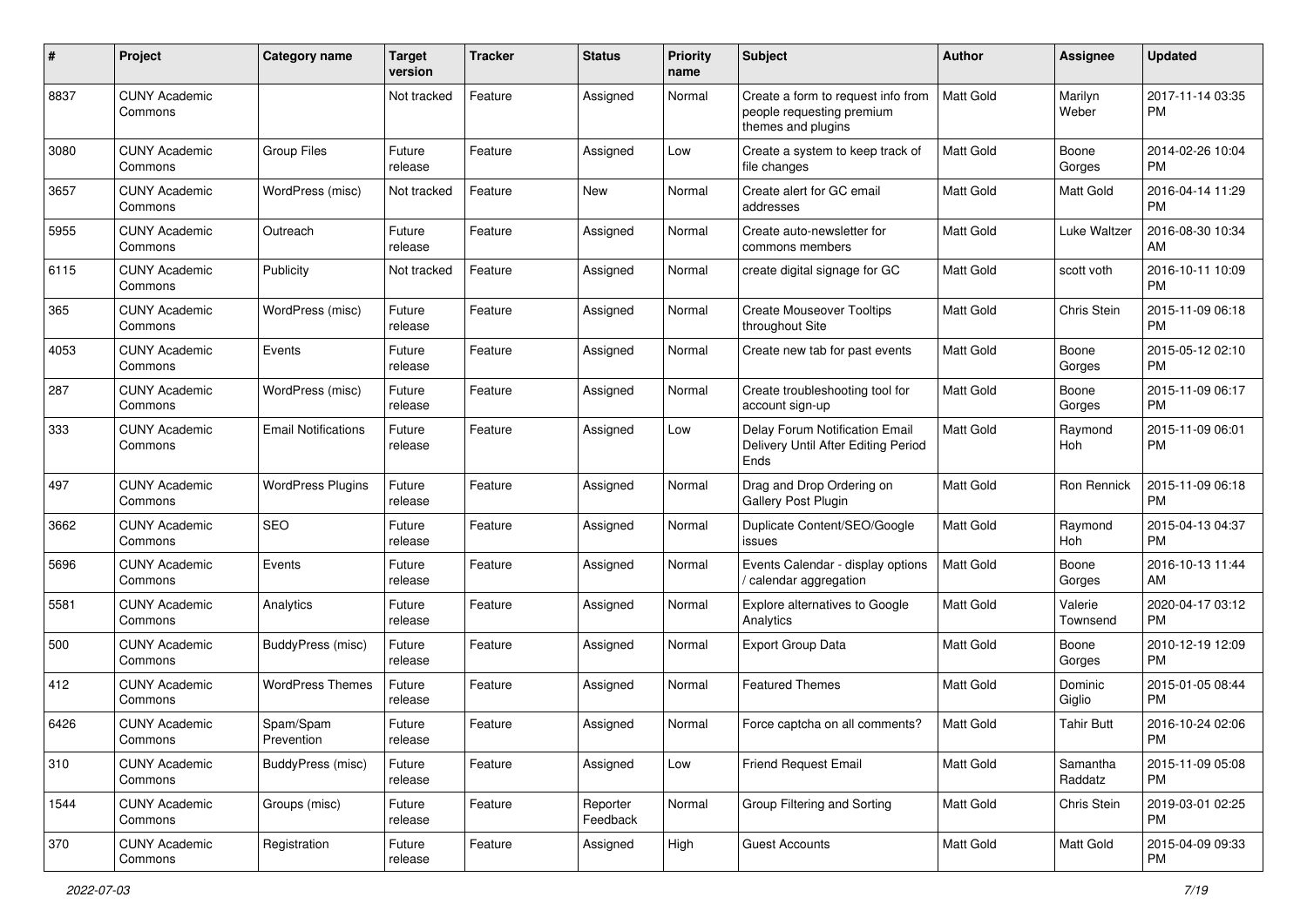| # | Project | Category name | Target version | Tracker | Status | Priority name | Subject | Author | Assignee | Updated |
|---|---|---|---|---|---|---|---|---|---|---|
| 8837 | CUNY Academic Commons | | Not tracked | Feature | Assigned | Normal | Create a form to request info from people requesting premium themes and plugins | Matt Gold | Marilyn Weber | 2017-11-14 03:35 PM |
| 3080 | CUNY Academic Commons | Group Files | Future release | Feature | Assigned | Low | Create a system to keep track of file changes | Matt Gold | Boone Gorges | 2014-02-26 10:04 PM |
| 3657 | CUNY Academic Commons | WordPress (misc) | Not tracked | Feature | New | Normal | Create alert for GC email addresses | Matt Gold | Matt Gold | 2016-04-14 11:29 PM |
| 5955 | CUNY Academic Commons | Outreach | Future release | Feature | Assigned | Normal | Create auto-newsletter for commons members | Matt Gold | Luke Waltzer | 2016-08-30 10:34 AM |
| 6115 | CUNY Academic Commons | Publicity | Not tracked | Feature | Assigned | Normal | create digital signage for GC | Matt Gold | scott voth | 2016-10-11 10:09 PM |
| 365 | CUNY Academic Commons | WordPress (misc) | Future release | Feature | Assigned | Normal | Create Mouseover Tooltips throughout Site | Matt Gold | Chris Stein | 2015-11-09 06:18 PM |
| 4053 | CUNY Academic Commons | Events | Future release | Feature | Assigned | Normal | Create new tab for past events | Matt Gold | Boone Gorges | 2015-05-12 02:10 PM |
| 287 | CUNY Academic Commons | WordPress (misc) | Future release | Feature | Assigned | Normal | Create troubleshooting tool for account sign-up | Matt Gold | Boone Gorges | 2015-11-09 06:17 PM |
| 333 | CUNY Academic Commons | Email Notifications | Future release | Feature | Assigned | Low | Delay Forum Notification Email Delivery Until After Editing Period Ends | Matt Gold | Raymond Hoh | 2015-11-09 06:01 PM |
| 497 | CUNY Academic Commons | WordPress Plugins | Future release | Feature | Assigned | Normal | Drag and Drop Ordering on Gallery Post Plugin | Matt Gold | Ron Rennick | 2015-11-09 06:18 PM |
| 3662 | CUNY Academic Commons | SEO | Future release | Feature | Assigned | Normal | Duplicate Content/SEO/Google issues | Matt Gold | Raymond Hoh | 2015-04-13 04:37 PM |
| 5696 | CUNY Academic Commons | Events | Future release | Feature | Assigned | Normal | Events Calendar - display options / calendar aggregation | Matt Gold | Boone Gorges | 2016-10-13 11:44 AM |
| 5581 | CUNY Academic Commons | Analytics | Future release | Feature | Assigned | Normal | Explore alternatives to Google Analytics | Matt Gold | Valerie Townsend | 2020-04-17 03:12 PM |
| 500 | CUNY Academic Commons | BuddyPress (misc) | Future release | Feature | Assigned | Normal | Export Group Data | Matt Gold | Boone Gorges | 2010-12-19 12:09 PM |
| 412 | CUNY Academic Commons | WordPress Themes | Future release | Feature | Assigned | Normal | Featured Themes | Matt Gold | Dominic Giglio | 2015-01-05 08:44 PM |
| 6426 | CUNY Academic Commons | Spam/Spam Prevention | Future release | Feature | Assigned | Normal | Force captcha on all comments? | Matt Gold | Tahir Butt | 2016-10-24 02:06 PM |
| 310 | CUNY Academic Commons | BuddyPress (misc) | Future release | Feature | Assigned | Low | Friend Request Email | Matt Gold | Samantha Raddatz | 2015-11-09 05:08 PM |
| 1544 | CUNY Academic Commons | Groups (misc) | Future release | Feature | Reporter Feedback | Normal | Group Filtering and Sorting | Matt Gold | Chris Stein | 2019-03-01 02:25 PM |
| 370 | CUNY Academic Commons | Registration | Future release | Feature | Assigned | High | Guest Accounts | Matt Gold | Matt Gold | 2015-04-09 09:33 PM |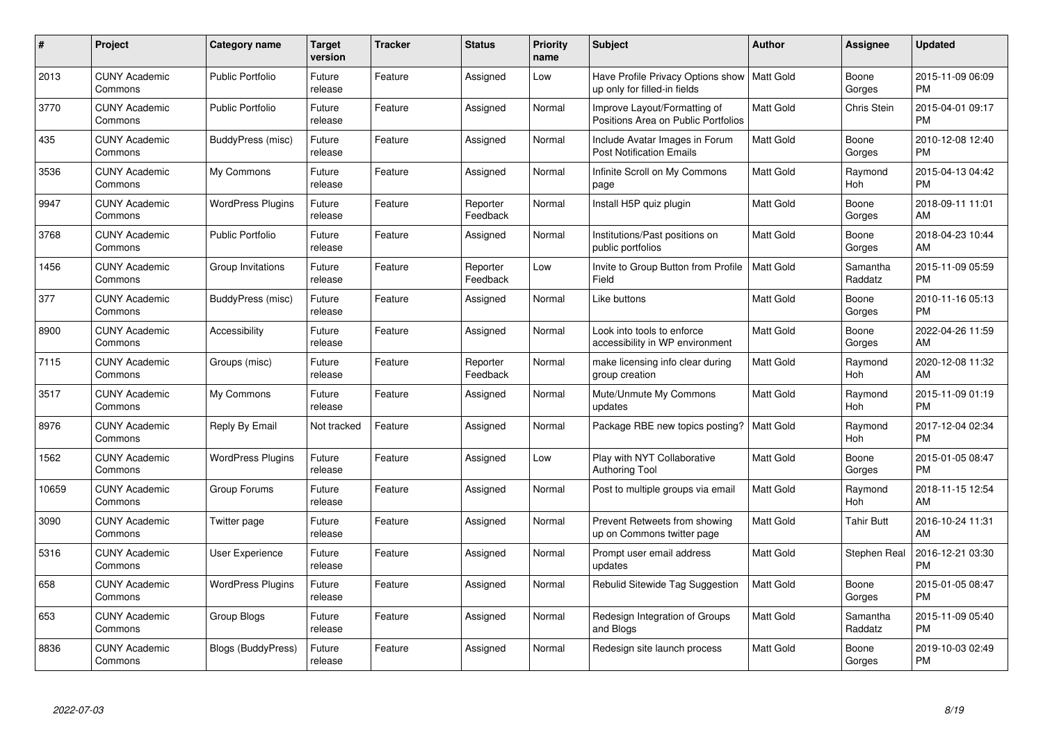| # | Project | Category name | Target version | Tracker | Status | Priority name | Subject | Author | Assignee | Updated |
|---|---|---|---|---|---|---|---|---|---|---|
| 2013 | CUNY Academic Commons | Public Portfolio | Future release | Feature | Assigned | Low | Have Profile Privacy Options show up only for filled-in fields | Matt Gold | Boone Gorges | 2015-11-09 06:09 PM |
| 3770 | CUNY Academic Commons | Public Portfolio | Future release | Feature | Assigned | Normal | Improve Layout/Formatting of Positions Area on Public Portfolios | Matt Gold | Chris Stein | 2015-04-01 09:17 PM |
| 435 | CUNY Academic Commons | BuddyPress (misc) | Future release | Feature | Assigned | Normal | Include Avatar Images in Forum Post Notification Emails | Matt Gold | Boone Gorges | 2010-12-08 12:40 PM |
| 3536 | CUNY Academic Commons | My Commons | Future release | Feature | Assigned | Normal | Infinite Scroll on My Commons page | Matt Gold | Raymond Hoh | 2015-04-13 04:42 PM |
| 9947 | CUNY Academic Commons | WordPress Plugins | Future release | Feature | Reporter Feedback | Normal | Install H5P quiz plugin | Matt Gold | Boone Gorges | 2018-09-11 11:01 AM |
| 3768 | CUNY Academic Commons | Public Portfolio | Future release | Feature | Assigned | Normal | Institutions/Past positions on public portfolios | Matt Gold | Boone Gorges | 2018-04-23 10:44 AM |
| 1456 | CUNY Academic Commons | Group Invitations | Future release | Feature | Reporter Feedback | Low | Invite to Group Button from Profile Field | Matt Gold | Samantha Raddatz | 2015-11-09 05:59 PM |
| 377 | CUNY Academic Commons | BuddyPress (misc) | Future release | Feature | Assigned | Normal | Like buttons | Matt Gold | Boone Gorges | 2010-11-16 05:13 PM |
| 8900 | CUNY Academic Commons | Accessibility | Future release | Feature | Assigned | Normal | Look into tools to enforce accessibility in WP environment | Matt Gold | Boone Gorges | 2022-04-26 11:59 AM |
| 7115 | CUNY Academic Commons | Groups (misc) | Future release | Feature | Reporter Feedback | Normal | make licensing info clear during group creation | Matt Gold | Raymond Hoh | 2020-12-08 11:32 AM |
| 3517 | CUNY Academic Commons | My Commons | Future release | Feature | Assigned | Normal | Mute/Unmute My Commons updates | Matt Gold | Raymond Hoh | 2015-11-09 01:19 PM |
| 8976 | CUNY Academic Commons | Reply By Email | Not tracked | Feature | Assigned | Normal | Package RBE new topics posting? | Matt Gold | Raymond Hoh | 2017-12-04 02:34 PM |
| 1562 | CUNY Academic Commons | WordPress Plugins | Future release | Feature | Assigned | Low | Play with NYT Collaborative Authoring Tool | Matt Gold | Boone Gorges | 2015-01-05 08:47 PM |
| 10659 | CUNY Academic Commons | Group Forums | Future release | Feature | Assigned | Normal | Post to multiple groups via email | Matt Gold | Raymond Hoh | 2018-11-15 12:54 AM |
| 3090 | CUNY Academic Commons | Twitter page | Future release | Feature | Assigned | Normal | Prevent Retweets from showing up on Commons twitter page | Matt Gold | Tahir Butt | 2016-10-24 11:31 AM |
| 5316 | CUNY Academic Commons | User Experience | Future release | Feature | Assigned | Normal | Prompt user email address updates | Matt Gold | Stephen Real | 2016-12-21 03:30 PM |
| 658 | CUNY Academic Commons | WordPress Plugins | Future release | Feature | Assigned | Normal | Rebulid Sitewide Tag Suggestion | Matt Gold | Boone Gorges | 2015-01-05 08:47 PM |
| 653 | CUNY Academic Commons | Group Blogs | Future release | Feature | Assigned | Normal | Redesign Integration of Groups and Blogs | Matt Gold | Samantha Raddatz | 2015-11-09 05:40 PM |
| 8836 | CUNY Academic Commons | Blogs (BuddyPress) | Future release | Feature | Assigned | Normal | Redesign site launch process | Matt Gold | Boone Gorges | 2019-10-03 02:49 PM |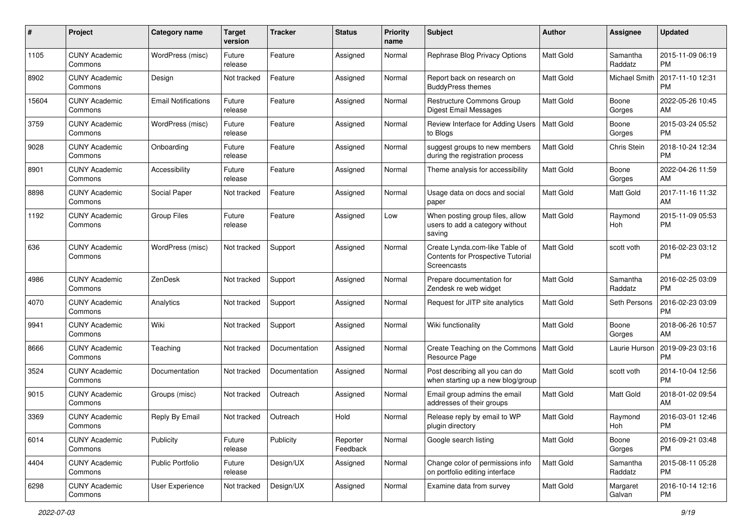| # | Project | Category name | Target version | Tracker | Status | Priority name | Subject | Author | Assignee | Updated |
|---|---|---|---|---|---|---|---|---|---|---|
| 1105 | CUNY Academic Commons | WordPress (misc) | Future release | Feature | Assigned | Normal | Rephrase Blog Privacy Options | Matt Gold | Samantha Raddatz | 2015-11-09 06:19 PM |
| 8902 | CUNY Academic Commons | Design | Not tracked | Feature | Assigned | Normal | Report back on research on BuddyPress themes | Matt Gold | Michael Smith | 2017-11-10 12:31 PM |
| 15604 | CUNY Academic Commons | Email Notifications | Future release | Feature | Assigned | Normal | Restructure Commons Group Digest Email Messages | Matt Gold | Boone Gorges | 2022-05-26 10:45 AM |
| 3759 | CUNY Academic Commons | WordPress (misc) | Future release | Feature | Assigned | Normal | Review Interface for Adding Users to Blogs | Matt Gold | Boone Gorges | 2015-03-24 05:52 PM |
| 9028 | CUNY Academic Commons | Onboarding | Future release | Feature | Assigned | Normal | suggest groups to new members during the registration process | Matt Gold | Chris Stein | 2018-10-24 12:34 PM |
| 8901 | CUNY Academic Commons | Accessibility | Future release | Feature | Assigned | Normal | Theme analysis for accessibility | Matt Gold | Boone Gorges | 2022-04-26 11:59 AM |
| 8898 | CUNY Academic Commons | Social Paper | Not tracked | Feature | Assigned | Normal | Usage data on docs and social paper | Matt Gold | Matt Gold | 2017-11-16 11:32 AM |
| 1192 | CUNY Academic Commons | Group Files | Future release | Feature | Assigned | Low | When posting group files, allow users to add a category without saving | Matt Gold | Raymond Hoh | 2015-11-09 05:53 PM |
| 636 | CUNY Academic Commons | WordPress (misc) | Not tracked | Support | Assigned | Normal | Create Lynda.com-like Table of Contents for Prospective Tutorial Screencasts | Matt Gold | scott voth | 2016-02-23 03:12 PM |
| 4986 | CUNY Academic Commons | ZenDesk | Not tracked | Support | Assigned | Normal | Prepare documentation for Zendesk re web widget | Matt Gold | Samantha Raddatz | 2016-02-25 03:09 PM |
| 4070 | CUNY Academic Commons | Analytics | Not tracked | Support | Assigned | Normal | Request for JITP site analytics | Matt Gold | Seth Persons | 2016-02-23 03:09 PM |
| 9941 | CUNY Academic Commons | Wiki | Not tracked | Support | Assigned | Normal | Wiki functionality | Matt Gold | Boone Gorges | 2018-06-26 10:57 AM |
| 8666 | CUNY Academic Commons | Teaching | Not tracked | Documentation | Assigned | Normal | Create Teaching on the Commons Resource Page | Matt Gold | Laurie Hurson | 2019-09-23 03:16 PM |
| 3524 | CUNY Academic Commons | Documentation | Not tracked | Documentation | Assigned | Normal | Post describing all you can do when starting up a new blog/group | Matt Gold | scott voth | 2014-10-04 12:56 PM |
| 9015 | CUNY Academic Commons | Groups (misc) | Not tracked | Outreach | Assigned | Normal | Email group admins the email addresses of their groups | Matt Gold | Matt Gold | 2018-01-02 09:54 AM |
| 3369 | CUNY Academic Commons | Reply By Email | Not tracked | Outreach | Hold | Normal | Release reply by email to WP plugin directory | Matt Gold | Raymond Hoh | 2016-03-01 12:46 PM |
| 6014 | CUNY Academic Commons | Publicity | Future release | Publicity | Reporter Feedback | Normal | Google search listing | Matt Gold | Boone Gorges | 2016-09-21 03:48 PM |
| 4404 | CUNY Academic Commons | Public Portfolio | Future release | Design/UX | Assigned | Normal | Change color of permissions info on portfolio editing interface | Matt Gold | Samantha Raddatz | 2015-08-11 05:28 PM |
| 6298 | CUNY Academic Commons | User Experience | Not tracked | Design/UX | Assigned | Normal | Examine data from survey | Matt Gold | Margaret Galvan | 2016-10-14 12:16 PM |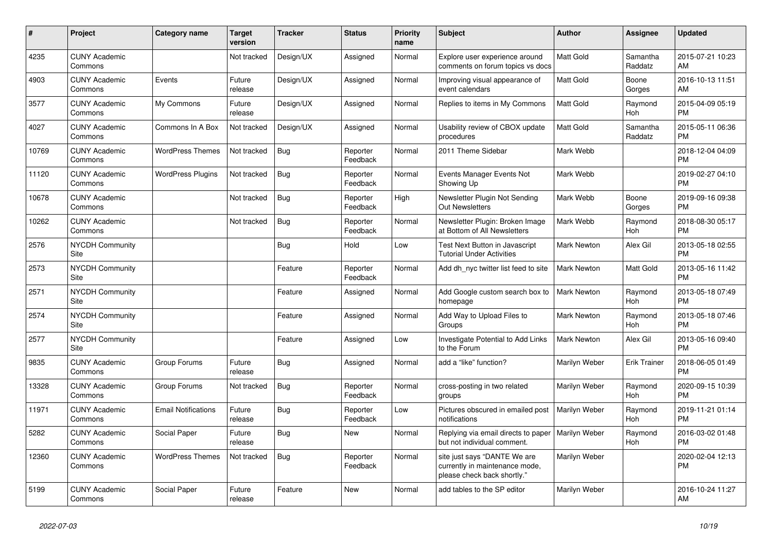| # | Project | Category name | Target version | Tracker | Status | Priority name | Subject | Author | Assignee | Updated |
|---|---|---|---|---|---|---|---|---|---|---|
| 4235 | CUNY Academic Commons | | Not tracked | Design/UX | Assigned | Normal | Explore user experience around comments on forum topics vs docs | Matt Gold | Samantha Raddatz | 2015-07-21 10:23 AM |
| 4903 | CUNY Academic Commons | Events | Future release | Design/UX | Assigned | Normal | Improving visual appearance of event calendars | Matt Gold | Boone Gorges | 2016-10-13 11:51 AM |
| 3577 | CUNY Academic Commons | My Commons | Future release | Design/UX | Assigned | Normal | Replies to items in My Commons | Matt Gold | Raymond Hoh | 2015-04-09 05:19 PM |
| 4027 | CUNY Academic Commons | Commons In A Box | Not tracked | Design/UX | Assigned | Normal | Usability review of CBOX update procedures | Matt Gold | Samantha Raddatz | 2015-05-11 06:36 PM |
| 10769 | CUNY Academic Commons | WordPress Themes | Not tracked | Bug | Reporter Feedback | Normal | 2011 Theme Sidebar | Mark Webb | | 2018-12-04 04:09 PM |
| 11120 | CUNY Academic Commons | WordPress Plugins | Not tracked | Bug | Reporter Feedback | Normal | Events Manager Events Not Showing Up | Mark Webb | | 2019-02-27 04:10 PM |
| 10678 | CUNY Academic Commons | | Not tracked | Bug | Reporter Feedback | High | Newsletter Plugin Not Sending Out Newsletters | Mark Webb | Boone Gorges | 2019-09-16 09:38 PM |
| 10262 | CUNY Academic Commons | | Not tracked | Bug | Reporter Feedback | Normal | Newsletter Plugin: Broken Image at Bottom of All Newsletters | Mark Webb | Raymond Hoh | 2018-08-30 05:17 PM |
| 2576 | NYCDH Community Site | | | Bug | Hold | Low | Test Next Button in Javascript Tutorial Under Activities | Mark Newton | Alex Gil | 2013-05-18 02:55 PM |
| 2573 | NYCDH Community Site | | | Feature | Reporter Feedback | Normal | Add dh_nyc twitter list feed to site | Mark Newton | Matt Gold | 2013-05-16 11:42 PM |
| 2571 | NYCDH Community Site | | | Feature | Assigned | Normal | Add Google custom search box to homepage | Mark Newton | Raymond Hoh | 2013-05-18 07:49 PM |
| 2574 | NYCDH Community Site | | | Feature | Assigned | Normal | Add Way to Upload Files to Groups | Mark Newton | Raymond Hoh | 2013-05-18 07:46 PM |
| 2577 | NYCDH Community Site | | | Feature | Assigned | Low | Investigate Potential to Add Links to the Forum | Mark Newton | Alex Gil | 2013-05-16 09:40 PM |
| 9835 | CUNY Academic Commons | Group Forums | Future release | Bug | Assigned | Normal | add a “like” function? | Marilyn Weber | Erik Trainer | 2018-06-05 01:49 PM |
| 13328 | CUNY Academic Commons | Group Forums | Not tracked | Bug | Reporter Feedback | Normal | cross-posting in two related groups | Marilyn Weber | Raymond Hoh | 2020-09-15 10:39 PM |
| 11971 | CUNY Academic Commons | Email Notifications | Future release | Bug | Reporter Feedback | Low | Pictures obscured in emailed post notifications | Marilyn Weber | Raymond Hoh | 2019-11-21 01:14 PM |
| 5282 | CUNY Academic Commons | Social Paper | Future release | Bug | New | Normal | Replying via email directs to paper but not individual comment. | Marilyn Weber | Raymond Hoh | 2016-03-02 01:48 PM |
| 12360 | CUNY Academic Commons | WordPress Themes | Not tracked | Bug | Reporter Feedback | Normal | site just says “DANTE We are currently in maintenance mode, please check back shortly.” | Marilyn Weber | | 2020-02-04 12:13 PM |
| 5199 | CUNY Academic Commons | Social Paper | Future release | Feature | New | Normal | add tables to the SP editor | Marilyn Weber | | 2016-10-24 11:27 AM |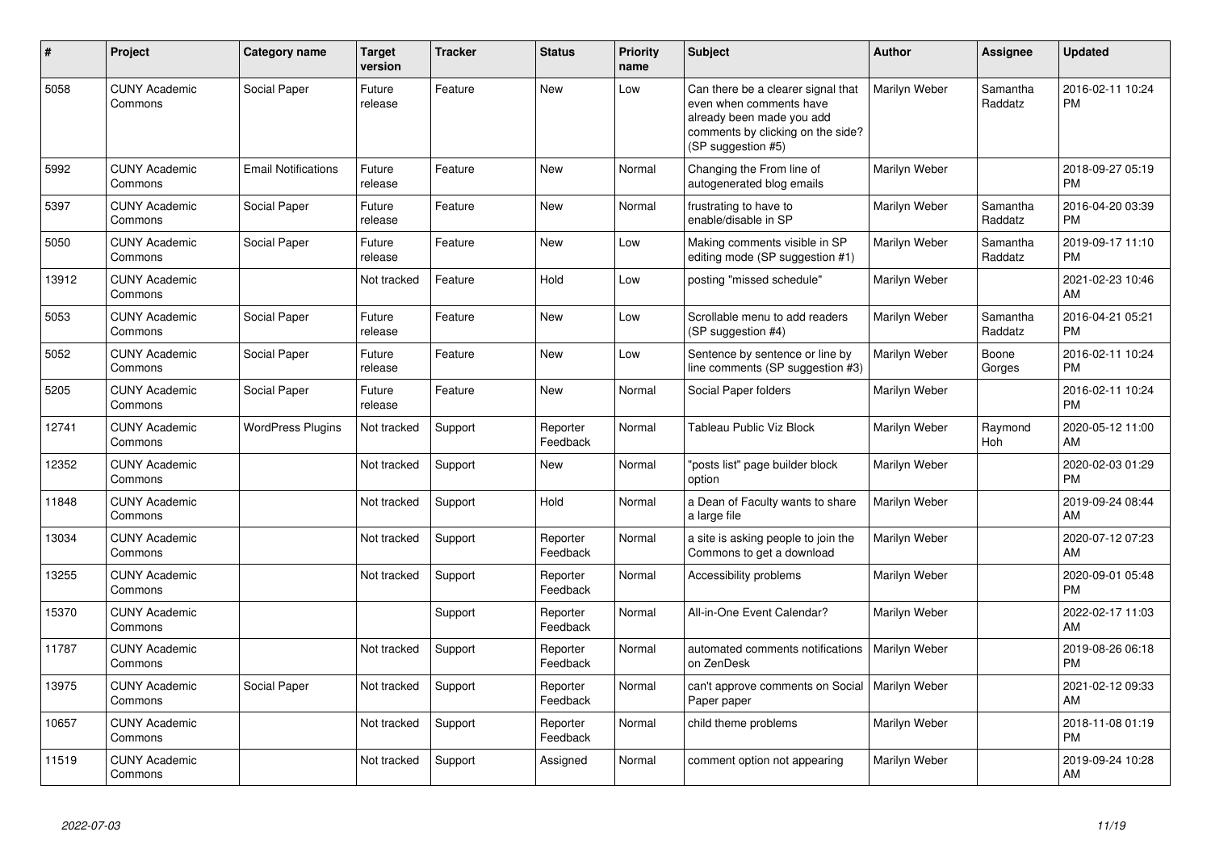| # | Project | Category name | Target version | Tracker | Status | Priority name | Subject | Author | Assignee | Updated |
|---|---|---|---|---|---|---|---|---|---|---|
| 5058 | CUNY Academic Commons | Social Paper | Future release | Feature | New | Low | Can there be a clearer signal that even when comments have already been made you add comments by clicking on the side? (SP suggestion #5) | Marilyn Weber | Samantha Raddatz | 2016-02-11 10:24 PM |
| 5992 | CUNY Academic Commons | Email Notifications | Future release | Feature | New | Normal | Changing the From line of autogenerated blog emails | Marilyn Weber | | 2018-09-27 05:19 PM |
| 5397 | CUNY Academic Commons | Social Paper | Future release | Feature | New | Normal | frustrating to have to enable/disable in SP | Marilyn Weber | Samantha Raddatz | 2016-04-20 03:39 PM |
| 5050 | CUNY Academic Commons | Social Paper | Future release | Feature | New | Low | Making comments visible in SP editing mode (SP suggestion #1) | Marilyn Weber | Samantha Raddatz | 2019-09-17 11:10 PM |
| 13912 | CUNY Academic Commons | | Not tracked | Feature | Hold | Low | posting "missed schedule" | Marilyn Weber | | 2021-02-23 10:46 AM |
| 5053 | CUNY Academic Commons | Social Paper | Future release | Feature | New | Low | Scrollable menu to add readers (SP suggestion #4) | Marilyn Weber | Samantha Raddatz | 2016-04-21 05:21 PM |
| 5052 | CUNY Academic Commons | Social Paper | Future release | Feature | New | Low | Sentence by sentence or line by line comments (SP suggestion #3) | Marilyn Weber | Boone Gorges | 2016-02-11 10:24 PM |
| 5205 | CUNY Academic Commons | Social Paper | Future release | Feature | New | Normal | Social Paper folders | Marilyn Weber | | 2016-02-11 10:24 PM |
| 12741 | CUNY Academic Commons | WordPress Plugins | Not tracked | Support | Reporter Feedback | Normal | Tableau Public Viz Block | Marilyn Weber | Raymond Hoh | 2020-05-12 11:00 AM |
| 12352 | CUNY Academic Commons | | Not tracked | Support | New | Normal | "posts list" page builder block option | Marilyn Weber | | 2020-02-03 01:29 PM |
| 11848 | CUNY Academic Commons | | Not tracked | Support | Hold | Normal | a Dean of Faculty wants to share a large file | Marilyn Weber | | 2019-09-24 08:44 AM |
| 13034 | CUNY Academic Commons | | Not tracked | Support | Reporter Feedback | Normal | a site is asking people to join the Commons to get a download | Marilyn Weber | | 2020-07-12 07:23 AM |
| 13255 | CUNY Academic Commons | | Not tracked | Support | Reporter Feedback | Normal | Accessibility problems | Marilyn Weber | | 2020-09-01 05:48 PM |
| 15370 | CUNY Academic Commons | | | Support | Reporter Feedback | Normal | All-in-One Event Calendar? | Marilyn Weber | | 2022-02-17 11:03 AM |
| 11787 | CUNY Academic Commons | | Not tracked | Support | Reporter Feedback | Normal | automated comments notifications on ZenDesk | Marilyn Weber | | 2019-08-26 06:18 PM |
| 13975 | CUNY Academic Commons | Social Paper | Not tracked | Support | Reporter Feedback | Normal | can't approve comments on Social Paper paper | Marilyn Weber | | 2021-02-12 09:33 AM |
| 10657 | CUNY Academic Commons | | Not tracked | Support | Reporter Feedback | Normal | child theme problems | Marilyn Weber | | 2018-11-08 01:19 PM |
| 11519 | CUNY Academic Commons | | Not tracked | Support | Assigned | Normal | comment option not appearing | Marilyn Weber | | 2019-09-24 10:28 AM |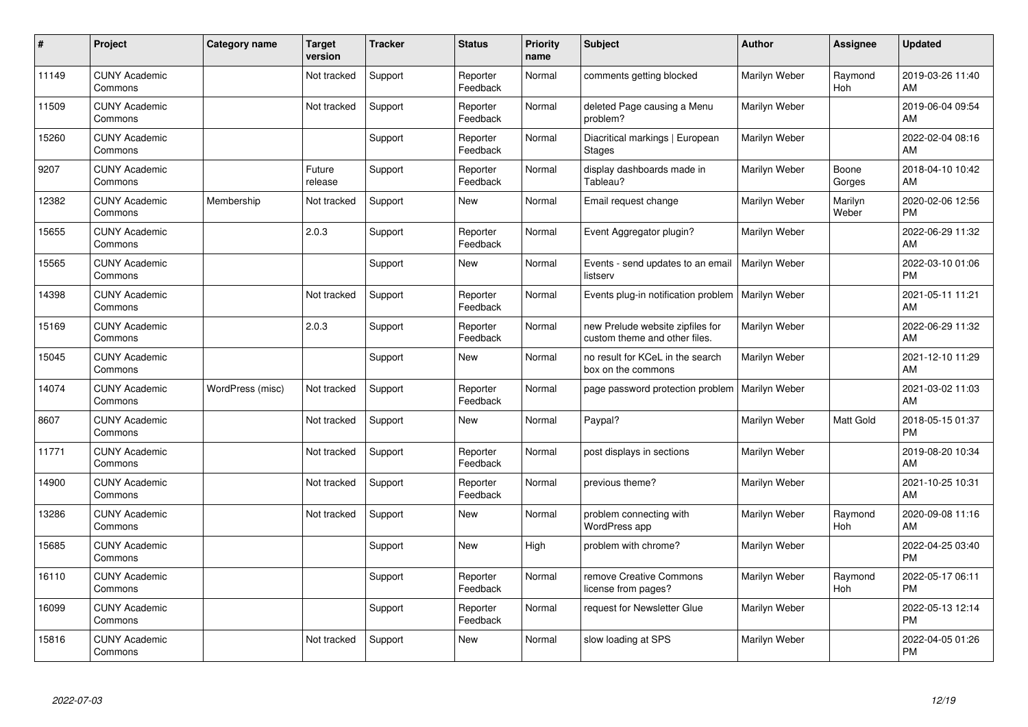| # | Project | Category name | Target version | Tracker | Status | Priority name | Subject | Author | Assignee | Updated |
|---|---|---|---|---|---|---|---|---|---|---|
| 11149 | CUNY Academic Commons | | Not tracked | Support | Reporter Feedback | Normal | comments getting blocked | Marilyn Weber | Raymond Hoh | 2019-03-26 11:40 AM |
| 11509 | CUNY Academic Commons | | Not tracked | Support | Reporter Feedback | Normal | deleted Page causing a Menu problem? | Marilyn Weber | | 2019-06-04 09:54 AM |
| 15260 | CUNY Academic Commons | | | Support | Reporter Feedback | Normal | Diacritical markings \| European Stages | Marilyn Weber | | 2022-02-04 08:16 AM |
| 9207 | CUNY Academic Commons | | Future release | Support | Reporter Feedback | Normal | display dashboards made in Tableau? | Marilyn Weber | Boone Gorges | 2018-04-10 10:42 AM |
| 12382 | CUNY Academic Commons | Membership | Not tracked | Support | New | Normal | Email request change | Marilyn Weber | Marilyn Weber | 2020-02-06 12:56 PM |
| 15655 | CUNY Academic Commons | | 2.0.3 | Support | Reporter Feedback | Normal | Event Aggregator plugin? | Marilyn Weber | | 2022-06-29 11:32 AM |
| 15565 | CUNY Academic Commons | | | Support | New | Normal | Events - send updates to an email listserv | Marilyn Weber | | 2022-03-10 01:06 PM |
| 14398 | CUNY Academic Commons | | Not tracked | Support | Reporter Feedback | Normal | Events plug-in notification problem | Marilyn Weber | | 2021-05-11 11:21 AM |
| 15169 | CUNY Academic Commons | | 2.0.3 | Support | Reporter Feedback | Normal | new Prelude website zipfiles for custom theme and other files. | Marilyn Weber | | 2022-06-29 11:32 AM |
| 15045 | CUNY Academic Commons | | | Support | New | Normal | no result for KCeL in the search box on the commons | Marilyn Weber | | 2021-12-10 11:29 AM |
| 14074 | CUNY Academic Commons | WordPress (misc) | Not tracked | Support | Reporter Feedback | Normal | page password protection problem | Marilyn Weber | | 2021-03-02 11:03 AM |
| 8607 | CUNY Academic Commons | | Not tracked | Support | New | Normal | Paypal? | Marilyn Weber | Matt Gold | 2018-05-15 01:37 PM |
| 11771 | CUNY Academic Commons | | Not tracked | Support | Reporter Feedback | Normal | post displays in sections | Marilyn Weber | | 2019-08-20 10:34 AM |
| 14900 | CUNY Academic Commons | | Not tracked | Support | Reporter Feedback | Normal | previous theme? | Marilyn Weber | | 2021-10-25 10:31 AM |
| 13286 | CUNY Academic Commons | | Not tracked | Support | New | Normal | problem connecting with WordPress app | Marilyn Weber | Raymond Hoh | 2020-09-08 11:16 AM |
| 15685 | CUNY Academic Commons | | | Support | New | High | problem with chrome? | Marilyn Weber | | 2022-04-25 03:40 PM |
| 16110 | CUNY Academic Commons | | | Support | Reporter Feedback | Normal | remove Creative Commons license from pages? | Marilyn Weber | Raymond Hoh | 2022-05-17 06:11 PM |
| 16099 | CUNY Academic Commons | | | Support | Reporter Feedback | Normal | request for Newsletter Glue | Marilyn Weber | | 2022-05-13 12:14 PM |
| 15816 | CUNY Academic Commons | | Not tracked | Support | New | Normal | slow loading at SPS | Marilyn Weber | | 2022-04-05 01:26 PM |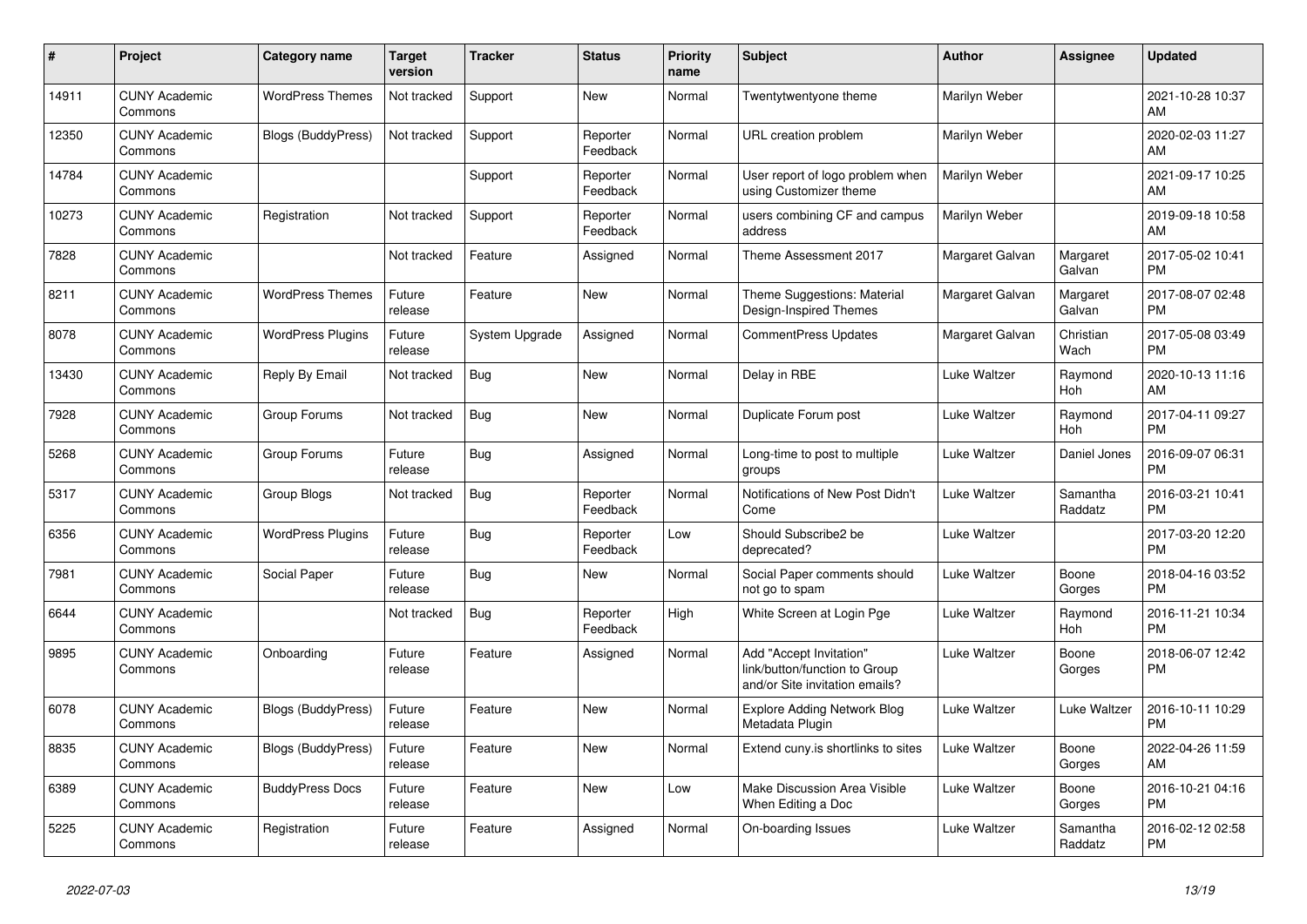| # | Project | Category name | Target version | Tracker | Status | Priority name | Subject | Author | Assignee | Updated |
|---|---|---|---|---|---|---|---|---|---|---|
| 14911 | CUNY Academic Commons | WordPress Themes | Not tracked | Support | New | Normal | Twentytwentyone theme | Marilyn Weber | | 2021-10-28 10:37 AM |
| 12350 | CUNY Academic Commons | Blogs (BuddyPress) | Not tracked | Support | Reporter Feedback | Normal | URL creation problem | Marilyn Weber | | 2020-02-03 11:27 AM |
| 14784 | CUNY Academic Commons | | | Support | Reporter Feedback | Normal | User report of logo problem when using Customizer theme | Marilyn Weber | | 2021-09-17 10:25 AM |
| 10273 | CUNY Academic Commons | Registration | Not tracked | Support | Reporter Feedback | Normal | users combining CF and campus address | Marilyn Weber | | 2019-09-18 10:58 AM |
| 7828 | CUNY Academic Commons | | Not tracked | Feature | Assigned | Normal | Theme Assessment 2017 | Margaret Galvan | Margaret Galvan | 2017-05-02 10:41 PM |
| 8211 | CUNY Academic Commons | WordPress Themes | Future release | Feature | New | Normal | Theme Suggestions: Material Design-Inspired Themes | Margaret Galvan | Margaret Galvan | 2017-08-07 02:48 PM |
| 8078 | CUNY Academic Commons | WordPress Plugins | Future release | System Upgrade | Assigned | Normal | CommentPress Updates | Margaret Galvan | Christian Wach | 2017-05-08 03:49 PM |
| 13430 | CUNY Academic Commons | Reply By Email | Not tracked | Bug | New | Normal | Delay in RBE | Luke Waltzer | Raymond Hoh | 2020-10-13 11:16 AM |
| 7928 | CUNY Academic Commons | Group Forums | Not tracked | Bug | New | Normal | Duplicate Forum post | Luke Waltzer | Raymond Hoh | 2017-04-11 09:27 PM |
| 5268 | CUNY Academic Commons | Group Forums | Future release | Bug | Assigned | Normal | Long-time to post to multiple groups | Luke Waltzer | Daniel Jones | 2016-09-07 06:31 PM |
| 5317 | CUNY Academic Commons | Group Blogs | Not tracked | Bug | Reporter Feedback | Normal | Notifications of New Post Didn't Come | Luke Waltzer | Samantha Raddatz | 2016-03-21 10:41 PM |
| 6356 | CUNY Academic Commons | WordPress Plugins | Future release | Bug | Reporter Feedback | Low | Should Subscribe2 be deprecated? | Luke Waltzer | | 2017-03-20 12:20 PM |
| 7981 | CUNY Academic Commons | Social Paper | Future release | Bug | New | Normal | Social Paper comments should not go to spam | Luke Waltzer | Boone Gorges | 2018-04-16 03:52 PM |
| 6644 | CUNY Academic Commons | | Not tracked | Bug | Reporter Feedback | High | White Screen at Login Pge | Luke Waltzer | Raymond Hoh | 2016-11-21 10:34 PM |
| 9895 | CUNY Academic Commons | Onboarding | Future release | Feature | Assigned | Normal | Add "Accept Invitation" link/button/function to Group and/or Site invitation emails? | Luke Waltzer | Boone Gorges | 2018-06-07 12:42 PM |
| 6078 | CUNY Academic Commons | Blogs (BuddyPress) | Future release | Feature | New | Normal | Explore Adding Network Blog Metadata Plugin | Luke Waltzer | Luke Waltzer | 2016-10-11 10:29 PM |
| 8835 | CUNY Academic Commons | Blogs (BuddyPress) | Future release | Feature | New | Normal | Extend cuny.is shortlinks to sites | Luke Waltzer | Boone Gorges | 2022-04-26 11:59 AM |
| 6389 | CUNY Academic Commons | BuddyPress Docs | Future release | Feature | New | Low | Make Discussion Area Visible When Editing a Doc | Luke Waltzer | Boone Gorges | 2016-10-21 04:16 PM |
| 5225 | CUNY Academic Commons | Registration | Future release | Feature | Assigned | Normal | On-boarding Issues | Luke Waltzer | Samantha Raddatz | 2016-02-12 02:58 PM |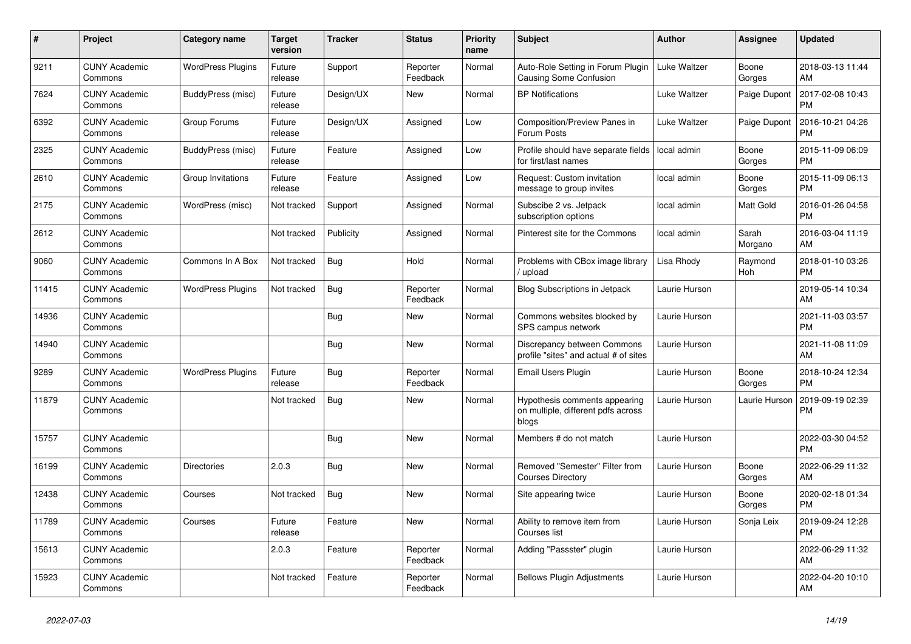| # | Project | Category name | Target version | Tracker | Status | Priority name | Subject | Author | Assignee | Updated |
|---|---|---|---|---|---|---|---|---|---|---|
| 9211 | CUNY Academic Commons | WordPress Plugins | Future release | Support | Reporter Feedback | Normal | Auto-Role Setting in Forum Plugin Causing Some Confusion | Luke Waltzer | Boone Gorges | 2018-03-13 11:44 AM |
| 7624 | CUNY Academic Commons | BuddyPress (misc) | Future release | Design/UX | New | Normal | BP Notifications | Luke Waltzer | Paige Dupont | 2017-02-08 10:43 PM |
| 6392 | CUNY Academic Commons | Group Forums | Future release | Design/UX | Assigned | Low | Composition/Preview Panes in Forum Posts | Luke Waltzer | Paige Dupont | 2016-10-21 04:26 PM |
| 2325 | CUNY Academic Commons | BuddyPress (misc) | Future release | Feature | Assigned | Low | Profile should have separate fields for first/last names | local admin | Boone Gorges | 2015-11-09 06:09 PM |
| 2610 | CUNY Academic Commons | Group Invitations | Future release | Feature | Assigned | Low | Request: Custom invitation message to group invites | local admin | Boone Gorges | 2015-11-09 06:13 PM |
| 2175 | CUNY Academic Commons | WordPress (misc) | Not tracked | Support | Assigned | Normal | Subscibe 2 vs. Jetpack subscription options | local admin | Matt Gold | 2016-01-26 04:58 PM |
| 2612 | CUNY Academic Commons | | Not tracked | Publicity | Assigned | Normal | Pinterest site for the Commons | local admin | Sarah Morgano | 2016-03-04 11:19 AM |
| 9060 | CUNY Academic Commons | Commons In A Box | Not tracked | Bug | Hold | Normal | Problems with CBox image library / upload | Lisa Rhody | Raymond Hoh | 2018-01-10 03:26 PM |
| 11415 | CUNY Academic Commons | WordPress Plugins | Not tracked | Bug | Reporter Feedback | Normal | Blog Subscriptions in Jetpack | Laurie Hurson | | 2019-05-14 10:34 AM |
| 14936 | CUNY Academic Commons | | | Bug | New | Normal | Commons websites blocked by SPS campus network | Laurie Hurson | | 2021-11-03 03:57 PM |
| 14940 | CUNY Academic Commons | | | Bug | New | Normal | Discrepancy between Commons profile "sites" and actual # of sites | Laurie Hurson | | 2021-11-08 11:09 AM |
| 9289 | CUNY Academic Commons | WordPress Plugins | Future release | Bug | Reporter Feedback | Normal | Email Users Plugin | Laurie Hurson | Boone Gorges | 2018-10-24 12:34 PM |
| 11879 | CUNY Academic Commons | | Not tracked | Bug | New | Normal | Hypothesis comments appearing on multiple, different pdfs across blogs | Laurie Hurson | Laurie Hurson | 2019-09-19 02:39 PM |
| 15757 | CUNY Academic Commons | | | Bug | New | Normal | Members # do not match | Laurie Hurson | | 2022-03-30 04:52 PM |
| 16199 | CUNY Academic Commons | Directories | 2.0.3 | Bug | New | Normal | Removed "Semester" Filter from Courses Directory | Laurie Hurson | Boone Gorges | 2022-06-29 11:32 AM |
| 12438 | CUNY Academic Commons | Courses | Not tracked | Bug | New | Normal | Site appearing twice | Laurie Hurson | Boone Gorges | 2020-02-18 01:34 PM |
| 11789 | CUNY Academic Commons | Courses | Future release | Feature | New | Normal | Ability to remove item from Courses list | Laurie Hurson | Sonja Leix | 2019-09-24 12:28 PM |
| 15613 | CUNY Academic Commons | | 2.0.3 | Feature | Reporter Feedback | Normal | Adding "Passster" plugin | Laurie Hurson | | 2022-06-29 11:32 AM |
| 15923 | CUNY Academic Commons | | Not tracked | Feature | Reporter Feedback | Normal | Bellows Plugin Adjustments | Laurie Hurson | | 2022-04-20 10:10 AM |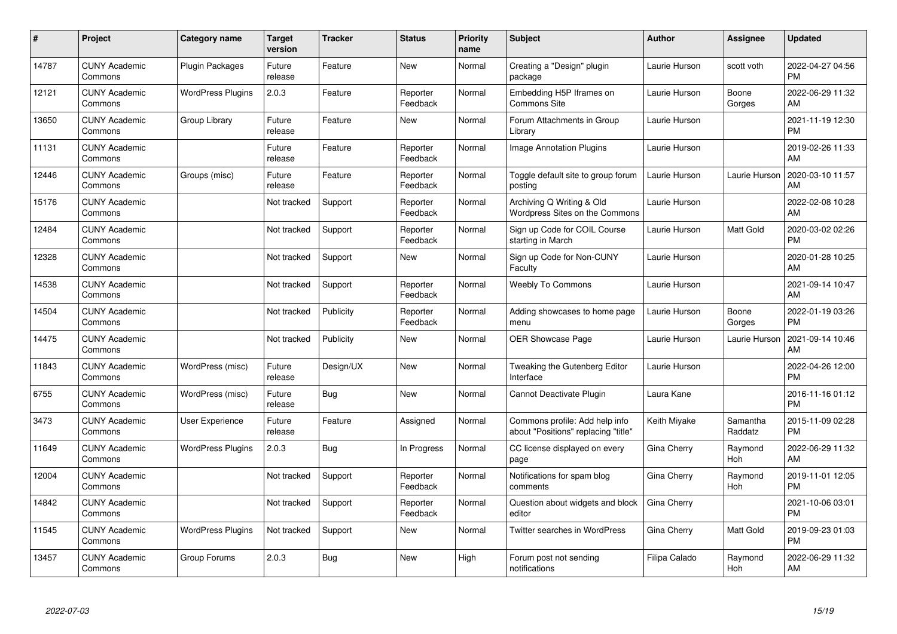| # | Project | Category name | Target version | Tracker | Status | Priority name | Subject | Author | Assignee | Updated |
|---|---|---|---|---|---|---|---|---|---|---|
| 14787 | CUNY Academic Commons | Plugin Packages | Future release | Feature | New | Normal | Creating a "Design" plugin package | Laurie Hurson | scott voth | 2022-04-27 04:56 PM |
| 12121 | CUNY Academic Commons | WordPress Plugins | 2.0.3 | Feature | Reporter Feedback | Normal | Embedding H5P Iframes on Commons Site | Laurie Hurson | Boone Gorges | 2022-06-29 11:32 AM |
| 13650 | CUNY Academic Commons | Group Library | Future release | Feature | New | Normal | Forum Attachments in Group Library | Laurie Hurson | | 2021-11-19 12:30 PM |
| 11131 | CUNY Academic Commons | | Future release | Feature | Reporter Feedback | Normal | Image Annotation Plugins | Laurie Hurson | | 2019-02-26 11:33 AM |
| 12446 | CUNY Academic Commons | Groups (misc) | Future release | Feature | Reporter Feedback | Normal | Toggle default site to group forum posting | Laurie Hurson | Laurie Hurson | 2020-03-10 11:57 AM |
| 15176 | CUNY Academic Commons | | Not tracked | Support | Reporter Feedback | Normal | Archiving Q Writing & Old Wordpress Sites on the Commons | Laurie Hurson | | 2022-02-08 10:28 AM |
| 12484 | CUNY Academic Commons | | Not tracked | Support | Reporter Feedback | Normal | Sign up Code for COIL Course starting in March | Laurie Hurson | Matt Gold | 2020-03-02 02:26 PM |
| 12328 | CUNY Academic Commons | | Not tracked | Support | New | Normal | Sign up Code for Non-CUNY Faculty | Laurie Hurson | | 2020-01-28 10:25 AM |
| 14538 | CUNY Academic Commons | | Not tracked | Support | Reporter Feedback | Normal | Weebly To Commons | Laurie Hurson | | 2021-09-14 10:47 AM |
| 14504 | CUNY Academic Commons | | Not tracked | Publicity | Reporter Feedback | Normal | Adding showcases to home page menu | Laurie Hurson | Boone Gorges | 2022-01-19 03:26 PM |
| 14475 | CUNY Academic Commons | | Not tracked | Publicity | New | Normal | OER Showcase Page | Laurie Hurson | Laurie Hurson | 2021-09-14 10:46 AM |
| 11843 | CUNY Academic Commons | WordPress (misc) | Future release | Design/UX | New | Normal | Tweaking the Gutenberg Editor Interface | Laurie Hurson | | 2022-04-26 12:00 PM |
| 6755 | CUNY Academic Commons | WordPress (misc) | Future release | Bug | New | Normal | Cannot Deactivate Plugin | Laura Kane | | 2016-11-16 01:12 PM |
| 3473 | CUNY Academic Commons | User Experience | Future release | Feature | Assigned | Normal | Commons profile: Add help info about "Positions" replacing "title" | Keith Miyake | Samantha Raddatz | 2015-11-09 02:28 PM |
| 11649 | CUNY Academic Commons | WordPress Plugins | 2.0.3 | Bug | In Progress | Normal | CC license displayed on every page | Gina Cherry | Raymond Hoh | 2022-06-29 11:32 AM |
| 12004 | CUNY Academic Commons | | Not tracked | Support | Reporter Feedback | Normal | Notifications for spam blog comments | Gina Cherry | Raymond Hoh | 2019-11-01 12:05 PM |
| 14842 | CUNY Academic Commons | | Not tracked | Support | Reporter Feedback | Normal | Question about widgets and block editor | Gina Cherry | | 2021-10-06 03:01 PM |
| 11545 | CUNY Academic Commons | WordPress Plugins | Not tracked | Support | New | Normal | Twitter searches in WordPress | Gina Cherry | Matt Gold | 2019-09-23 01:03 PM |
| 13457 | CUNY Academic Commons | Group Forums | 2.0.3 | Bug | New | High | Forum post not sending notifications | Filipa Calado | Raymond Hoh | 2022-06-29 11:32 AM |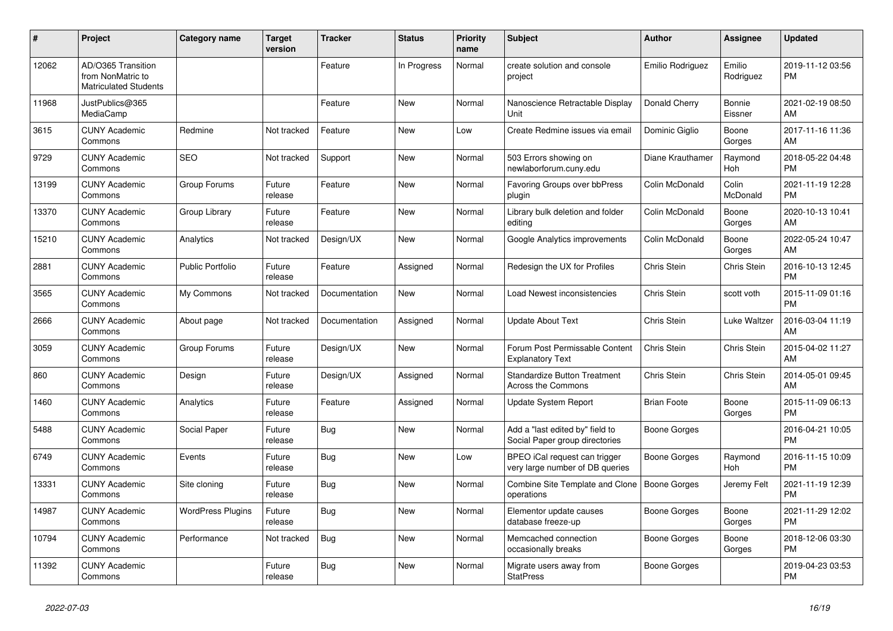| # | Project | Category name | Target version | Tracker | Status | Priority name | Subject | Author | Assignee | Updated |
|---|---|---|---|---|---|---|---|---|---|---|
| 12062 | AD/O365 Transition from NonMatric to Matriculated Students | | | Feature | In Progress | Normal | create solution and console project | Emilio Rodriguez | Emilio Rodriguez | 2019-11-12 03:56 PM |
| 11968 | JustPublics@365 MediaCamp | | | Feature | New | Normal | Nanoscience Retractable Display Unit | Donald Cherry | Bonnie Eissner | 2021-02-19 08:50 AM |
| 3615 | CUNY Academic Commons | Redmine | Not tracked | Feature | New | Low | Create Redmine issues via email | Dominic Giglio | Boone Gorges | 2017-11-16 11:36 AM |
| 9729 | CUNY Academic Commons | SEO | Not tracked | Support | New | Normal | 503 Errors showing on newlaborforum.cuny.edu | Diane Krauthamer | Raymond Hoh | 2018-05-22 04:48 PM |
| 13199 | CUNY Academic Commons | Group Forums | Future release | Feature | New | Normal | Favoring Groups over bbPress plugin | Colin McDonald | Colin McDonald | 2021-11-19 12:28 PM |
| 13370 | CUNY Academic Commons | Group Library | Future release | Feature | New | Normal | Library bulk deletion and folder editing | Colin McDonald | Boone Gorges | 2020-10-13 10:41 AM |
| 15210 | CUNY Academic Commons | Analytics | Not tracked | Design/UX | New | Normal | Google Analytics improvements | Colin McDonald | Boone Gorges | 2022-05-24 10:47 AM |
| 2881 | CUNY Academic Commons | Public Portfolio | Future release | Feature | Assigned | Normal | Redesign the UX for Profiles | Chris Stein | Chris Stein | 2016-10-13 12:45 PM |
| 3565 | CUNY Academic Commons | My Commons | Not tracked | Documentation | New | Normal | Load Newest inconsistencies | Chris Stein | scott voth | 2015-11-09 01:16 PM |
| 2666 | CUNY Academic Commons | About page | Not tracked | Documentation | Assigned | Normal | Update About Text | Chris Stein | Luke Waltzer | 2016-03-04 11:19 AM |
| 3059 | CUNY Academic Commons | Group Forums | Future release | Design/UX | New | Normal | Forum Post Permissable Content Explanatory Text | Chris Stein | Chris Stein | 2015-04-02 11:27 AM |
| 860 | CUNY Academic Commons | Design | Future release | Design/UX | Assigned | Normal | Standardize Button Treatment Across the Commons | Chris Stein | Chris Stein | 2014-05-01 09:45 AM |
| 1460 | CUNY Academic Commons | Analytics | Future release | Feature | Assigned | Normal | Update System Report | Brian Foote | Boone Gorges | 2015-11-09 06:13 PM |
| 5488 | CUNY Academic Commons | Social Paper | Future release | Bug | New | Normal | Add a "last edited by" field to Social Paper group directories | Boone Gorges | | 2016-04-21 10:05 PM |
| 6749 | CUNY Academic Commons | Events | Future release | Bug | New | Low | BPEO iCal request can trigger very large number of DB queries | Boone Gorges | Raymond Hoh | 2016-11-15 10:09 PM |
| 13331 | CUNY Academic Commons | Site cloning | Future release | Bug | New | Normal | Combine Site Template and Clone operations | Boone Gorges | Jeremy Felt | 2021-11-19 12:39 PM |
| 14987 | CUNY Academic Commons | WordPress Plugins | Future release | Bug | New | Normal | Elementor update causes database freeze-up | Boone Gorges | Boone Gorges | 2021-11-29 12:02 PM |
| 10794 | CUNY Academic Commons | Performance | Not tracked | Bug | New | Normal | Memcached connection occasionally breaks | Boone Gorges | Boone Gorges | 2018-12-06 03:30 PM |
| 11392 | CUNY Academic Commons | | Future release | Bug | New | Normal | Migrate users away from StatPress | Boone Gorges | | 2019-04-23 03:53 PM |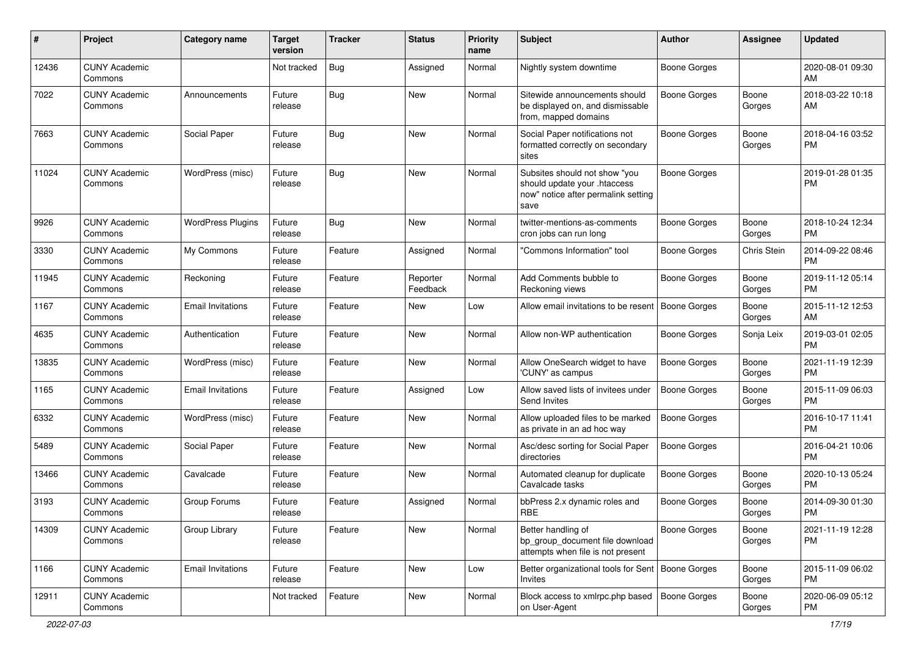| # | Project | Category name | Target version | Tracker | Status | Priority name | Subject | Author | Assignee | Updated |
|---|---|---|---|---|---|---|---|---|---|---|
| 12436 | CUNY Academic Commons | | Not tracked | Bug | Assigned | Normal | Nightly system downtime | Boone Gorges | | 2020-08-01 09:30 AM |
| 7022 | CUNY Academic Commons | Announcements | Future release | Bug | New | Normal | Sitewide announcements should be displayed on, and dismissable from, mapped domains | Boone Gorges | Boone Gorges | 2018-03-22 10:18 AM |
| 7663 | CUNY Academic Commons | Social Paper | Future release | Bug | New | Normal | Social Paper notifications not formatted correctly on secondary sites | Boone Gorges | Boone Gorges | 2018-04-16 03:52 PM |
| 11024 | CUNY Academic Commons | WordPress (misc) | Future release | Bug | New | Normal | Subsites should not show "you should update your .htaccess now" notice after permalink setting save | Boone Gorges | | 2019-01-28 01:35 PM |
| 9926 | CUNY Academic Commons | WordPress Plugins | Future release | Bug | New | Normal | twitter-mentions-as-comments cron jobs can run long | Boone Gorges | Boone Gorges | 2018-10-24 12:34 PM |
| 3330 | CUNY Academic Commons | My Commons | Future release | Feature | Assigned | Normal | "Commons Information" tool | Boone Gorges | Chris Stein | 2014-09-22 08:46 PM |
| 11945 | CUNY Academic Commons | Reckoning | Future release | Feature | Reporter Feedback | Normal | Add Comments bubble to Reckoning views | Boone Gorges | Boone Gorges | 2019-11-12 05:14 PM |
| 1167 | CUNY Academic Commons | Email Invitations | Future release | Feature | New | Low | Allow email invitations to be resent | Boone Gorges | Boone Gorges | 2015-11-12 12:53 AM |
| 4635 | CUNY Academic Commons | Authentication | Future release | Feature | New | Normal | Allow non-WP authentication | Boone Gorges | Sonja Leix | 2019-03-01 02:05 PM |
| 13835 | CUNY Academic Commons | WordPress (misc) | Future release | Feature | New | Normal | Allow OneSearch widget to have 'CUNY' as campus | Boone Gorges | Boone Gorges | 2021-11-19 12:39 PM |
| 1165 | CUNY Academic Commons | Email Invitations | Future release | Feature | Assigned | Low | Allow saved lists of invitees under Send Invites | Boone Gorges | Boone Gorges | 2015-11-09 06:03 PM |
| 6332 | CUNY Academic Commons | WordPress (misc) | Future release | Feature | New | Normal | Allow uploaded files to be marked as private in an ad hoc way | Boone Gorges | | 2016-10-17 11:41 PM |
| 5489 | CUNY Academic Commons | Social Paper | Future release | Feature | New | Normal | Asc/desc sorting for Social Paper directories | Boone Gorges | | 2016-04-21 10:06 PM |
| 13466 | CUNY Academic Commons | Cavalcade | Future release | Feature | New | Normal | Automated cleanup for duplicate Cavalcade tasks | Boone Gorges | Boone Gorges | 2020-10-13 05:24 PM |
| 3193 | CUNY Academic Commons | Group Forums | Future release | Feature | Assigned | Normal | bbPress 2.x dynamic roles and RBE | Boone Gorges | Boone Gorges | 2014-09-30 01:30 PM |
| 14309 | CUNY Academic Commons | Group Library | Future release | Feature | New | Normal | Better handling of bp_group_document file download attempts when file is not present | Boone Gorges | Boone Gorges | 2021-11-19 12:28 PM |
| 1166 | CUNY Academic Commons | Email Invitations | Future release | Feature | New | Low | Better organizational tools for Sent Invites | Boone Gorges | Boone Gorges | 2015-11-09 06:02 PM |
| 12911 | CUNY Academic Commons | | Not tracked | Feature | New | Normal | Block access to xmlrpc.php based on User-Agent | Boone Gorges | Boone Gorges | 2020-06-09 05:12 PM |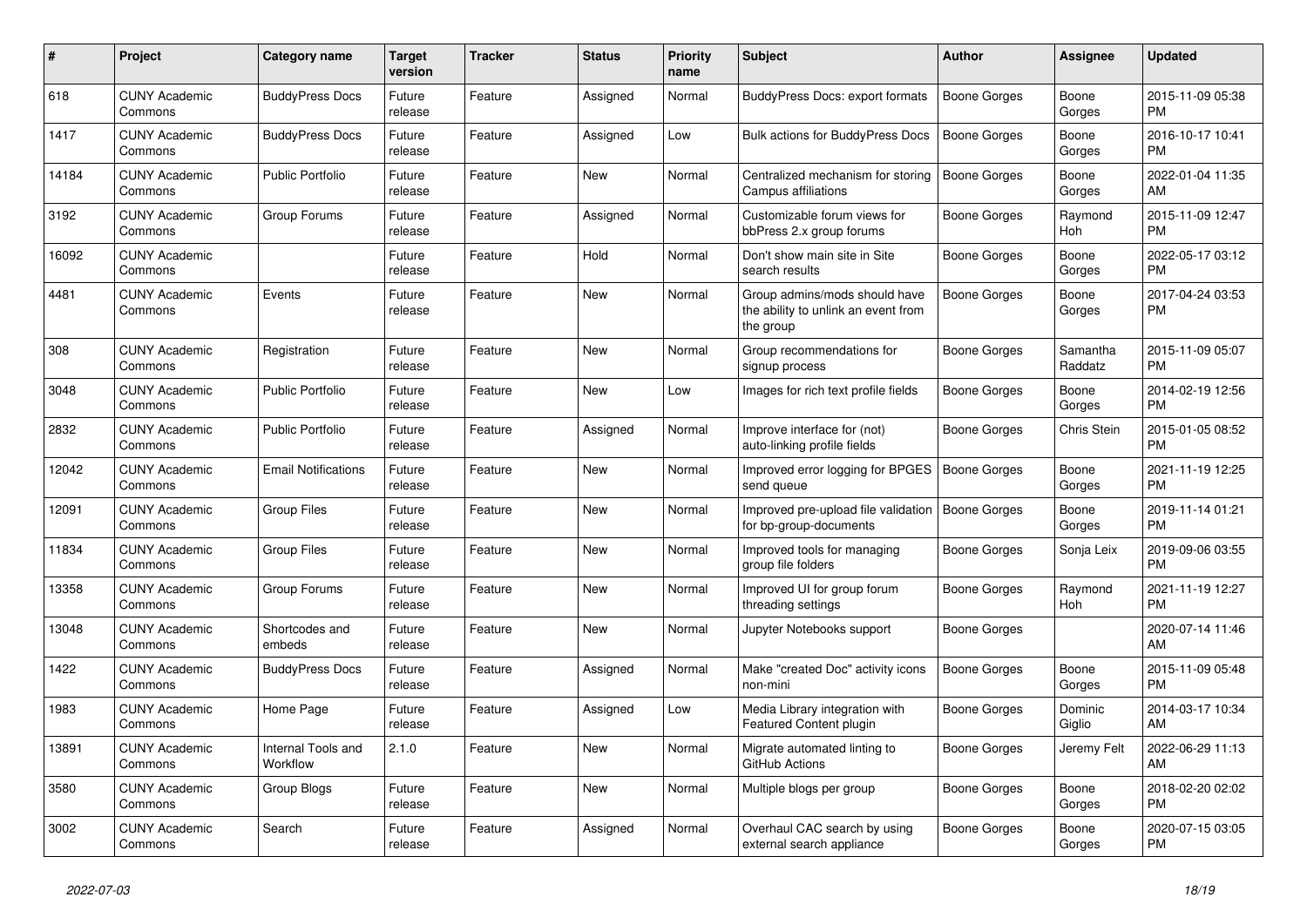| # | Project | Category name | Target version | Tracker | Status | Priority name | Subject | Author | Assignee | Updated |
|---|---|---|---|---|---|---|---|---|---|---|
| 618 | CUNY Academic Commons | BuddyPress Docs | Future release | Feature | Assigned | Normal | BuddyPress Docs: export formats | Boone Gorges | Boone Gorges | 2015-11-09 05:38 PM |
| 1417 | CUNY Academic Commons | BuddyPress Docs | Future release | Feature | Assigned | Low | Bulk actions for BuddyPress Docs | Boone Gorges | Boone Gorges | 2016-10-17 10:41 PM |
| 14184 | CUNY Academic Commons | Public Portfolio | Future release | Feature | New | Normal | Centralized mechanism for storing Campus affiliations | Boone Gorges | Boone Gorges | 2022-01-04 11:35 AM |
| 3192 | CUNY Academic Commons | Group Forums | Future release | Feature | Assigned | Normal | Customizable forum views for bbPress 2.x group forums | Boone Gorges | Raymond Hoh | 2015-11-09 12:47 PM |
| 16092 | CUNY Academic Commons | | Future release | Feature | Hold | Normal | Don't show main site in Site search results | Boone Gorges | Boone Gorges | 2022-05-17 03:12 PM |
| 4481 | CUNY Academic Commons | Events | Future release | Feature | New | Normal | Group admins/mods should have the ability to unlink an event from the group | Boone Gorges | Boone Gorges | 2017-04-24 03:53 PM |
| 308 | CUNY Academic Commons | Registration | Future release | Feature | New | Normal | Group recommendations for signup process | Boone Gorges | Samantha Raddatz | 2015-11-09 05:07 PM |
| 3048 | CUNY Academic Commons | Public Portfolio | Future release | Feature | New | Low | Images for rich text profile fields | Boone Gorges | Boone Gorges | 2014-02-19 12:56 PM |
| 2832 | CUNY Academic Commons | Public Portfolio | Future release | Feature | Assigned | Normal | Improve interface for (not) auto-linking profile fields | Boone Gorges | Chris Stein | 2015-01-05 08:52 PM |
| 12042 | CUNY Academic Commons | Email Notifications | Future release | Feature | New | Normal | Improved error logging for BPGES send queue | Boone Gorges | Boone Gorges | 2021-11-19 12:25 PM |
| 12091 | CUNY Academic Commons | Group Files | Future release | Feature | New | Normal | Improved pre-upload file validation for bp-group-documents | Boone Gorges | Boone Gorges | 2019-11-14 01:21 PM |
| 11834 | CUNY Academic Commons | Group Files | Future release | Feature | New | Normal | Improved tools for managing group file folders | Boone Gorges | Sonja Leix | 2019-09-06 03:55 PM |
| 13358 | CUNY Academic Commons | Group Forums | Future release | Feature | New | Normal | Improved UI for group forum threading settings | Boone Gorges | Raymond Hoh | 2021-11-19 12:27 PM |
| 13048 | CUNY Academic Commons | Shortcodes and embeds | Future release | Feature | New | Normal | Jupyter Notebooks support | Boone Gorges | | 2020-07-14 11:46 AM |
| 1422 | CUNY Academic Commons | BuddyPress Docs | Future release | Feature | Assigned | Normal | Make "created Doc" activity icons non-mini | Boone Gorges | Boone Gorges | 2015-11-09 05:48 PM |
| 1983 | CUNY Academic Commons | Home Page | Future release | Feature | Assigned | Low | Media Library integration with Featured Content plugin | Boone Gorges | Dominic Giglio | 2014-03-17 10:34 AM |
| 13891 | CUNY Academic Commons | Internal Tools and Workflow | 2.1.0 | Feature | New | Normal | Migrate automated linting to GitHub Actions | Boone Gorges | Jeremy Felt | 2022-06-29 11:13 AM |
| 3580 | CUNY Academic Commons | Group Blogs | Future release | Feature | New | Normal | Multiple blogs per group | Boone Gorges | Boone Gorges | 2018-02-20 02:02 PM |
| 3002 | CUNY Academic Commons | Search | Future release | Feature | Assigned | Normal | Overhaul CAC search by using external search appliance | Boone Gorges | Boone Gorges | 2020-07-15 03:05 PM |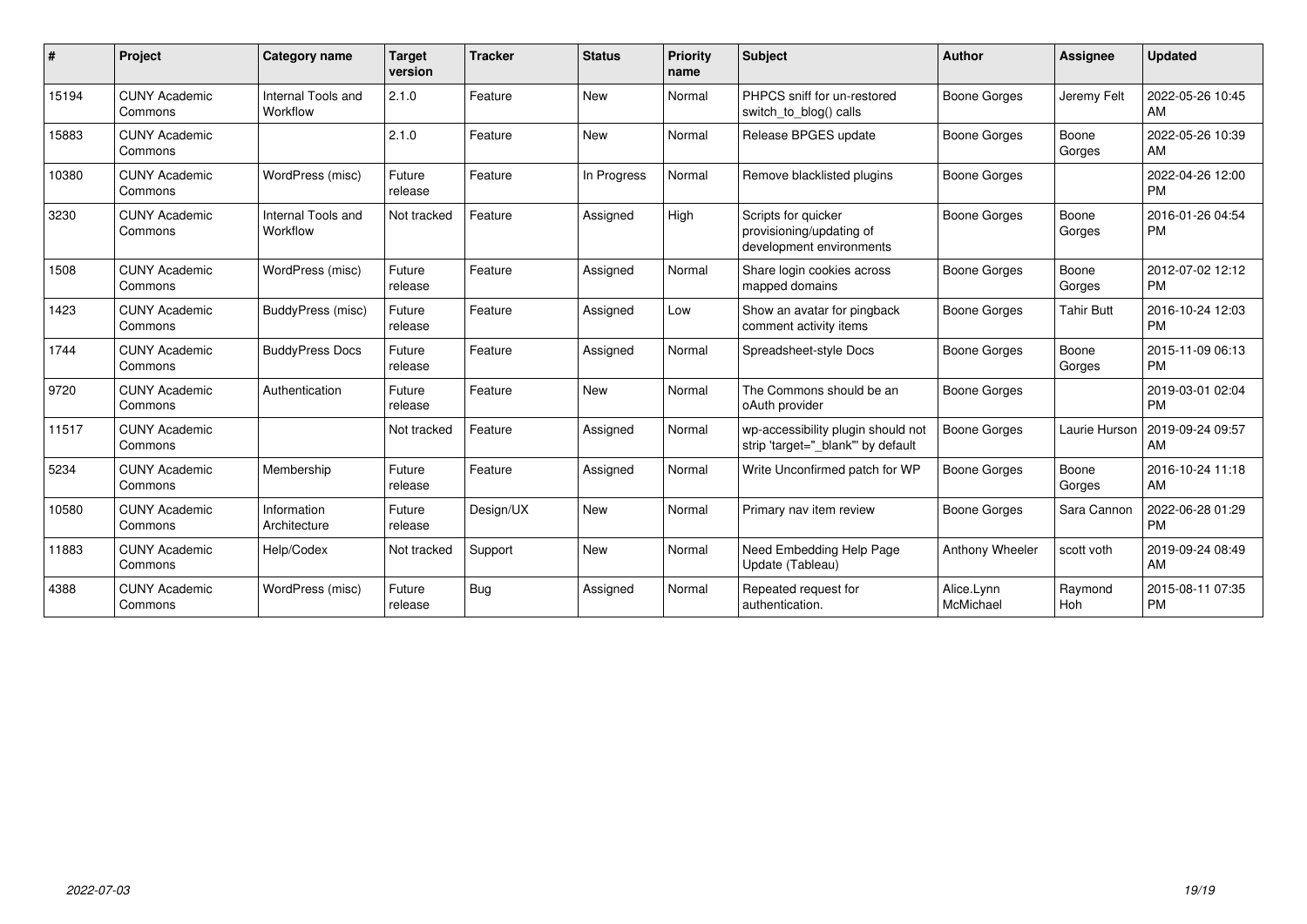| # | Project | Category name | Target version | Tracker | Status | Priority name | Subject | Author | Assignee | Updated |
|---|---|---|---|---|---|---|---|---|---|---|
| 15194 | CUNY Academic Commons | Internal Tools and Workflow | 2.1.0 | Feature | New | Normal | PHPCS sniff for un-restored switch_to_blog() calls | Boone Gorges | Jeremy Felt | 2022-05-26 10:45 AM |
| 15883 | CUNY Academic Commons | | 2.1.0 | Feature | New | Normal | Release BPGES update | Boone Gorges | Boone Gorges | 2022-05-26 10:39 AM |
| 10380 | CUNY Academic Commons | WordPress (misc) | Future release | Feature | In Progress | Normal | Remove blacklisted plugins | Boone Gorges | | 2022-04-26 12:00 PM |
| 3230 | CUNY Academic Commons | Internal Tools and Workflow | Not tracked | Feature | Assigned | High | Scripts for quicker provisioning/updating of development environments | Boone Gorges | Boone Gorges | 2016-01-26 04:54 PM |
| 1508 | CUNY Academic Commons | WordPress (misc) | Future release | Feature | Assigned | Normal | Share login cookies across mapped domains | Boone Gorges | Boone Gorges | 2012-07-02 12:12 PM |
| 1423 | CUNY Academic Commons | BuddyPress (misc) | Future release | Feature | Assigned | Low | Show an avatar for pingback comment activity items | Boone Gorges | Tahir Butt | 2016-10-24 12:03 PM |
| 1744 | CUNY Academic Commons | BuddyPress Docs | Future release | Feature | Assigned | Normal | Spreadsheet-style Docs | Boone Gorges | Boone Gorges | 2015-11-09 06:13 PM |
| 9720 | CUNY Academic Commons | Authentication | Future release | Feature | New | Normal | The Commons should be an oAuth provider | Boone Gorges | | 2019-03-01 02:04 PM |
| 11517 | CUNY Academic Commons | | Not tracked | Feature | Assigned | Normal | wp-accessibility plugin should not strip 'target="_blank"' by default | Boone Gorges | Laurie Hurson | 2019-09-24 09:57 AM |
| 5234 | CUNY Academic Commons | Membership | Future release | Feature | Assigned | Normal | Write Unconfirmed patch for WP | Boone Gorges | Boone Gorges | 2016-10-24 11:18 AM |
| 10580 | CUNY Academic Commons | Information Architecture | Future release | Design/UX | New | Normal | Primary nav item review | Boone Gorges | Sara Cannon | 2022-06-28 01:29 PM |
| 11883 | CUNY Academic Commons | Help/Codex | Not tracked | Support | New | Normal | Need Embedding Help Page Update (Tableau) | Anthony Wheeler | scott voth | 2019-09-24 08:49 AM |
| 4388 | CUNY Academic Commons | WordPress (misc) | Future release | Bug | Assigned | Normal | Repeated request for authentication. | Alice.Lynn McMichael | Raymond Hoh | 2015-08-11 07:35 PM |